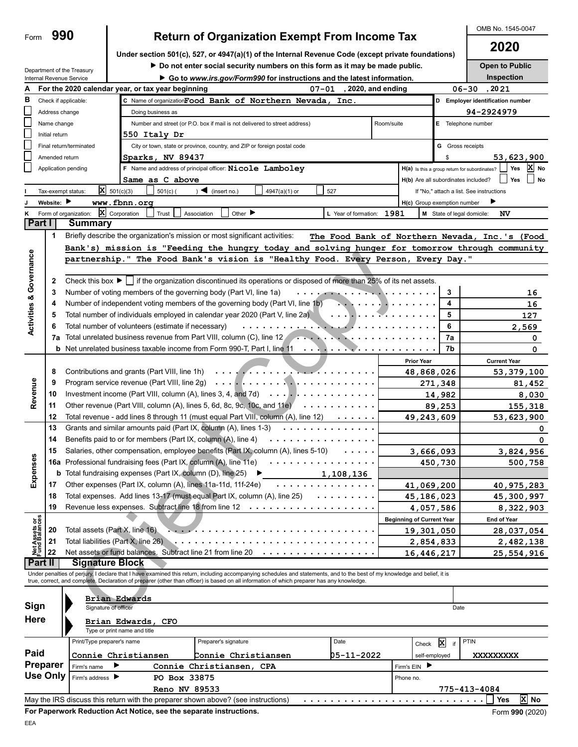Form **990**

# Return of Organization Exempt From Income Tax

**Under section 501(c), 527, or 4947(a)(1) of the Internal Revenue Code (except private foundations)**

▶ Do not enter social security numbers on this form as it may be made public.

▶ Go to www.irs.gov/Form990 for instructions and the latest information.

Department of the Treasury
Internal Revenue Service

OMB No. 1545-0047

**2020**

**Open to Public Inspection**

**A** For the 2020 calendar year, or tax year beginning 07-01, 2020, and ending 06-30, 2021

**B** Check if applicable:
- Address change
- Name change
- Initial return
- Final return/terminated
- Amended return
- Application pending

**C** Name of organization: Food Bank of Northern Nevada, Inc.

Doing business as

Number and street (or P.O. box if mail is not delivered to street address): 550 Italy Dr | Room/suite

City or town, state or province, country, and ZIP or foreign postal code: Sparks, NV 89437

**D** Employer identification number: 94-2924979

**E** Telephone number

**G** Gross receipts $ 53,623,900

**F** Name and address of principal officer: Nicole Lamboley
Same as C above

**H(a)** Is this a group return for subordinates? ☐ Yes ☒ No

**H(b)** Are all subordinates included? ☐ Yes ☐ No

If "No," attach a list. See instructions

**I** Tax-exempt status: ☒ 501(c)(3) ☐ 501(c) ( ) ◀ (insert no.) ☐ 4947(a)(1) or ☐ 527

**J** Website: ▶ www.fbnn.org

**H(c)** Group exemption number ▶

**K** Form of organization: ☒ Corporation ☐ Trust ☐ Association ☐ Other ▶

**L** Year of formation: 1981

**M** State of legal domicile: NV

## Part I Summary

**Activities & Governance**

1 Briefly describe the organization's mission or most significant activities: The Food Bank of Northern Nevada, Inc.'s (Food Bank's) mission is "Feeding the hungry today and solving hunger for tomorrow through community partnership." The Food Bank's vision is "Healthy Food. Every Person, Every Day."

2 Check this box ▶ ☐ if the organization discontinued its operations or disposed of more than 25% of its net assets.

| | | | |
|---|---|---|---|
| 3 | Number of voting members of the governing body (Part VI, line 1a) | 3 | 16 |
| 4 | Number of independent voting members of the governing body (Part VI, line 1b) | 4 | 16 |
| 5 | Total number of individuals employed in calendar year 2020 (Part V, line 2a) | 5 | 127 |
| 6 | Total number of volunteers (estimate if necessary) | 6 | 2,569 |
| 7a | Total unrelated business revenue from Part VIII, column (C), line 12 | 7a | 0 |
| b | Net unrelated business taxable income from Form 990-T, Part I, line 11 | 7b | 0 |

| | | | Prior Year | Current Year |
|---|---|---|---|---|
| **Revenue** | 8 | Contributions and grants (Part VIII, line 1h) | 48,868,026 | 53,379,100 |
| | 9 | Program service revenue (Part VIII, line 2g) | 271,348 | 81,452 |
| | 10 | Investment income (Part VIII, column (A), lines 3, 4, and 7d) | 14,982 | 8,030 |
| | 11 | Other revenue (Part VIII, column (A), lines 5, 6d, 8c, 9c, 10c, and 11e) | 89,253 | 155,318 |
| | 12 | Total revenue - add lines 8 through 11 (must equal Part VIII, column (A), line 12) | 49,243,609 | 53,623,900 |
| **Expenses** | 13 | Grants and similar amounts paid (Part IX, column (A), lines 1-3) | | 0 |
| | 14 | Benefits paid to or for members (Part IX, column (A), line 4) | | 0 |
| | 15 | Salaries, other compensation, employee benefits (Part IX, column (A), lines 5-10) | 3,666,093 | 3,824,956 |
| | 16a | Professional fundraising fees (Part IX, column (A), line 11e) | 450,730 | 500,758 |
| | b | Total fundraising expenses (Part IX, column (D), line 25) ▶ 1,108,136 | | |
| | 17 | Other expenses (Part IX, column (A), lines 11a-11d, 11f-24e) | 41,069,200 | 40,975,283 |
| | 18 | Total expenses. Add lines 13-17 (must equal Part IX, column (A), line 25) | 45,186,023 | 45,300,997 |
| | 19 | Revenue less expenses. Subtract line 18 from line 12 | 4,057,586 | 8,322,903 |

| | | | Beginning of Current Year | End of Year |
|---|---|---|---|---|
| **Net Assets or Fund Balances** | 20 | Total assets (Part X, line 16) | 19,301,050 | 28,037,054 |
| | 21 | Total liabilities (Part X, line 26) | 2,854,833 | 2,482,138 |
| | 22 | Net assets or fund balances. Subtract line 21 from line 20 | 16,446,217 | 25,554,916 |

## Part II Signature Block

Under penalties of perjury, I declare that I have examined this return, including accompanying schedules and statements, and to the best of my knowledge and belief, it is true, correct, and complete. Declaration of preparer (other than officer) is based on all information of which preparer has any knowledge.

**Sign Here**

Brian Edwards
Signature of officer | Date

Brian Edwards, CFO
Type or print name and title

**Paid Preparer Use Only**

| Print/Type preparer's name | Preparer's signature | Date | Check ☒ if self-employed | PTIN |
|---|---|---|---|---|
| Connie Christiansen | Connie Christiansen | 05-11-2022 | | XXXXXXXXX |

Firm's name ▶ Connie Christiansen, CPA | Firm's EIN ▶

Firm's address ▶ PO Box 33875, Reno NV 89533 | Phone no. 775-413-4084

May the IRS discuss this return with the preparer shown above? (see instructions) ☐ Yes ☒ No

**For Paperwork Reduction Act Notice, see the separate instructions.** Form **990** (2020)

EEA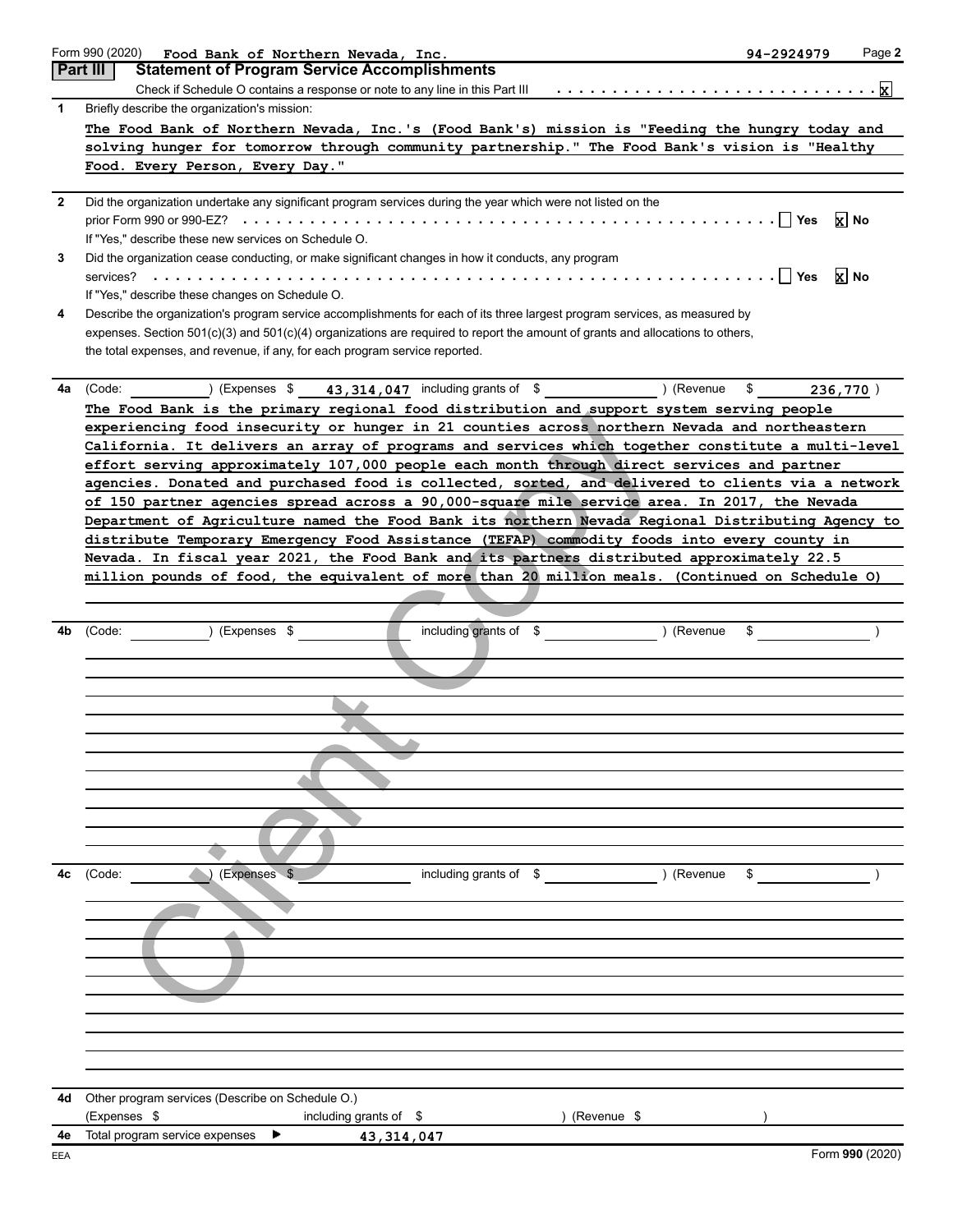Form 990 (2020) Food Bank of Northern Nevada, Inc. 94-2924979

## Part III Statement of Program Service Accomplishments

Check if Schedule O contains a response or note to any line in this Part III . . . . . . . . . . . . . . . . . . . . . . . . . . . . . [X]

**1** Briefly describe the organization's mission:

The Food Bank of Northern Nevada, Inc.'s (Food Bank's) mission is "Feeding the hungry today and solving hunger for tomorrow through community partnership." The Food Bank's vision is "Healthy Food. Every Person, Every Day."

**2** Did the organization undertake any significant program services during the year which were not listed on the prior Form 990 or 990-EZ? . . . . . . . . . . [ ] Yes [X] No

If "Yes," describe these new services on Schedule O.

**3** Did the organization cease conducting, or make significant changes in how it conducts, any program services? . . . . . . . . . . [ ] Yes [X] No

If "Yes," describe these changes on Schedule O.

**4** Describe the organization's program service accomplishments for each of its three largest program services, as measured by expenses. Section 501(c)(3) and 501(c)(4) organizations are required to report the amount of grants and allocations to others, the total expenses, and revenue, if any, for each program service reported.

**4a** (Code: ) (Expenses $ 43,314,047 including grants of $ ) (Revenue $ 236,770 )

The Food Bank is the primary regional food distribution and support system serving people experiencing food insecurity or hunger in 21 counties across northern Nevada and northeastern California. It delivers an array of programs and services which together constitute a multi-level effort serving approximately 107,000 people each month through direct services and partner agencies. Donated and purchased food is collected, sorted, and delivered to clients via a network of 150 partner agencies spread across a 90,000-square mile service area. In 2017, the Nevada Department of Agriculture named the Food Bank its northern Nevada Regional Distributing Agency to distribute Temporary Emergency Food Assistance (TEFAP) commodity foods into every county in Nevada. In fiscal year 2021, the Food Bank and its partners distributed approximately 22.5 million pounds of food, the equivalent of more than 20 million meals. (Continued on Schedule O)

**4b** (Code: ) (Expenses $ including grants of $ ) (Revenue $ )

**4c** (Code: ) (Expenses $ including grants of $ ) (Revenue $ )

**4d** Other program services (Describe on Schedule O.)
(Expenses $ including grants of $ ) (Revenue $ )

**4e** Total program service expenses ▶ 43,314,047

Form **990** (2020)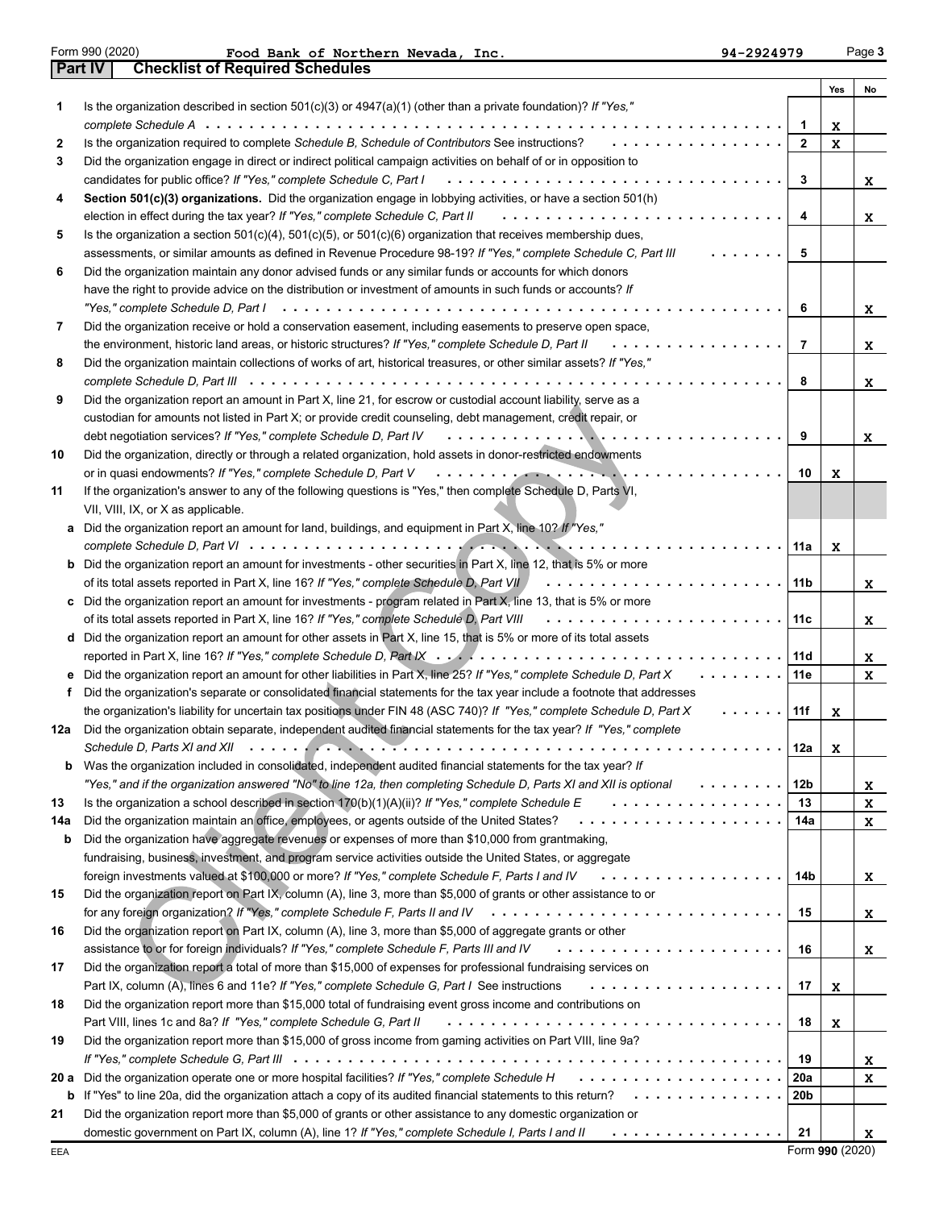Form 990 (2020) **Food Bank of Northern Nevada, Inc.** 94-2924979 Page **3**

## Part IV Checklist of Required Schedules

| | | | Yes | No |
|---|---|---|---|---|
| 1 | Is the organization described in section 501(c)(3) or 4947(a)(1) (other than a private foundation)? *If "Yes," complete Schedule A* | 1 | X | |
| 2 | Is the organization required to complete *Schedule B, Schedule of Contributors* See instructions? | 2 | X | |
| 3 | Did the organization engage in direct or indirect political campaign activities on behalf of or in opposition to candidates for public office? *If "Yes," complete Schedule C, Part I* | 3 | | X |
| 4 | **Section 501(c)(3) organizations.** Did the organization engage in lobbying activities, or have a section 501(h) election in effect during the tax year? *If "Yes," complete Schedule C, Part II* | 4 | | X |
| 5 | Is the organization a section 501(c)(4), 501(c)(5), or 501(c)(6) organization that receives membership dues, assessments, or similar amounts as defined in Revenue Procedure 98-19? *If "Yes," complete Schedule C, Part III* | 5 | | |
| 6 | Did the organization maintain any donor advised funds or any similar funds or accounts for which donors have the right to provide advice on the distribution or investment of amounts in such funds or accounts? *If "Yes," complete Schedule D, Part I* | 6 | | X |
| 7 | Did the organization receive or hold a conservation easement, including easements to preserve open space, the environment, historic land areas, or historic structures? *If "Yes," complete Schedule D, Part II* | 7 | | X |
| 8 | Did the organization maintain collections of works of art, historical treasures, or other similar assets? *If "Yes," complete Schedule D, Part III* | 8 | | X |
| 9 | Did the organization report an amount in Part X, line 21, for escrow or custodial account liability, serve as a custodian for amounts not listed in Part X; or provide credit counseling, debt management, credit repair, or debt negotiation services? *If "Yes," complete Schedule D, Part IV* | 9 | | X |
| 10 | Did the organization, directly or through a related organization, hold assets in donor-restricted endowments or in quasi endowments? *If "Yes," complete Schedule D, Part V* | 10 | X | |
| 11 | If the organization's answer to any of the following questions is "Yes," then complete Schedule D, Parts VI, VII, VIII, IX, or X as applicable. | | | |
| a | Did the organization report an amount for land, buildings, and equipment in Part X, line 10? *If "Yes," complete Schedule D, Part VI* | 11a | X | |
| b | Did the organization report an amount for investments - other securities in Part X, line 12, that is 5% or more of its total assets reported in Part X, line 16? *If "Yes," complete Schedule D, Part VII* | 11b | | X |
| c | Did the organization report an amount for investments - program related in Part X, line 13, that is 5% or more of its total assets reported in Part X, line 16? *If "Yes," complete Schedule D, Part VIII* | 11c | | X |
| d | Did the organization report an amount for other assets in Part X, line 15, that is 5% or more of its total assets reported in Part X, line 16? *If "Yes," complete Schedule D, Part IX* | 11d | | X |
| e | Did the organization report an amount for other liabilities in Part X, line 25? *If "Yes," complete Schedule D, Part X* | 11e | | X |
| f | Did the organization's separate or consolidated financial statements for the tax year include a footnote that addresses the organization's liability for uncertain tax positions under FIN 48 (ASC 740)? *If "Yes," complete Schedule D, Part X* | 11f | X | |
| 12a | Did the organization obtain separate, independent audited financial statements for the tax year? *If "Yes," complete Schedule D, Parts XI and XII* | 12a | X | |
| b | Was the organization included in consolidated, independent audited financial statements for the tax year? *If "Yes," and if the organization answered "No" to line 12a, then completing Schedule D, Parts XI and XII is optional* | 12b | | X |
| 13 | Is the organization a school described in section 170(b)(1)(A)(ii)? *If "Yes," complete Schedule E* | 13 | | X |
| 14a | Did the organization maintain an office, employees, or agents outside of the United States? | 14a | | X |
| b | Did the organization have aggregate revenues or expenses of more than $10,000 from grantmaking, fundraising, business, investment, and program service activities outside the United States, or aggregate foreign investments valued at $100,000 or more? *If "Yes," complete Schedule F, Parts I and IV* | 14b | | X |
| 15 | Did the organization report on Part IX, column (A), line 3, more than $5,000 of grants or other assistance to or for any foreign organization? *If "Yes," complete Schedule F, Parts II and IV* | 15 | | X |
| 16 | Did the organization report on Part IX, column (A), line 3, more than $5,000 of aggregate grants or other assistance to or for foreign individuals? *If "Yes," complete Schedule F, Parts III and IV* | 16 | | X |
| 17 | Did the organization report a total of more than $15,000 of expenses for professional fundraising services on Part IX, column (A), lines 6 and 11e? *If "Yes," complete Schedule G, Part I* See instructions | 17 | X | |
| 18 | Did the organization report more than $15,000 total of fundraising event gross income and contributions on Part VIII, lines 1c and 8a? *If "Yes," complete Schedule G, Part II* | 18 | X | |
| 19 | Did the organization report more than $15,000 of gross income from gaming activities on Part VIII, line 9a? *If "Yes," complete Schedule G, Part III* | 19 | | X |
| 20 a | Did the organization operate one or more hospital facilities? *If "Yes," complete Schedule H* | 20a | | X |
| b | If "Yes" to line 20a, did the organization attach a copy of its audited financial statements to this return? | 20b | | |
| 21 | Did the organization report more than $5,000 of grants or other assistance to any domestic organization or domestic government on Part IX, column (A), line 1? *If "Yes," complete Schedule I, Parts I and II* | 21 | | X |

Form **990** (2020)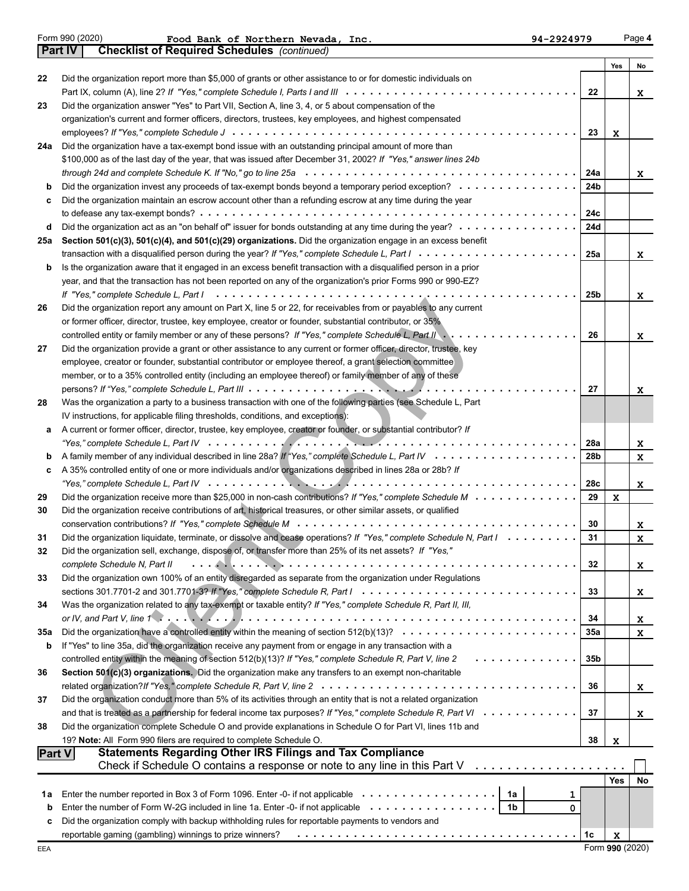Form 990 (2020) Food Bank of Northern Nevada, Inc. 94-2924979 Page 4

## Part IV Checklist of Required Schedules *(continued)*

| | | | Yes | No |
|---|---|---|---|---|
| 22 | Did the organization report more than $5,000 of grants or other assistance to or for domestic individuals on Part IX, column (A), line 2? *If "Yes," complete Schedule I, Parts I and III* | 22 | | X |
| 23 | Did the organization answer "Yes" to Part VII, Section A, line 3, 4, or 5 about compensation of the organization's current and former officers, directors, trustees, key employees, and highest compensated employees? *If "Yes," complete Schedule J* | 23 | X | |
| 24a | Did the organization have a tax-exempt bond issue with an outstanding principal amount of more than $100,000 as of the last day of the year, that was issued after December 31, 2002? *If "Yes," answer lines 24b through 24d and complete Schedule K. If "No," go to line 25a* | 24a | | X |
| b | Did the organization invest any proceeds of tax-exempt bonds beyond a temporary period exception? | 24b | | |
| c | Did the organization maintain an escrow account other than a refunding escrow at any time during the year to defease any tax-exempt bonds? | 24c | | |
| d | Did the organization act as an "on behalf of" issuer for bonds outstanding at any time during the year? | 24d | | |
| 25a | **Section 501(c)(3), 501(c)(4), and 501(c)(29) organizations.** Did the organization engage in an excess benefit transaction with a disqualified person during the year? *If "Yes," complete Schedule L, Part I* | 25a | | X |
| b | Is the organization aware that it engaged in an excess benefit transaction with a disqualified person in a prior year, and that the transaction has not been reported on any of the organization's prior Forms 990 or 990-EZ? *If "Yes," complete Schedule L, Part I* | 25b | | X |
| 26 | Did the organization report any amount on Part X, line 5 or 22, for receivables from or payables to any current or former officer, director, trustee, key employee, creator or founder, substantial contributor, or 35% controlled entity or family member of any of these persons? *If "Yes," complete Schedule L, Part II* | 26 | | X |
| 27 | Did the organization provide a grant or other assistance to any current or former officer, director, trustee, key employee, creator or founder, substantial contributor or employee thereof, a grant selection committee member, or to a 35% controlled entity (including an employee thereof) or family member of any of these persons? *If "Yes," complete Schedule L, Part III* | 27 | | X |
| 28 | Was the organization a party to a business transaction with one of the following parties (see Schedule L, Part IV instructions, for applicable filing thresholds, conditions, and exceptions): | | | |
| a | A current or former officer, director, trustee, key employee, creator or founder, or substantial contributor? *If "Yes," complete Schedule L, Part IV* | 28a | | X |
| b | A family member of any individual described in line 28a? *If "Yes," complete Schedule L, Part IV* | 28b | | X |
| c | A 35% controlled entity of one or more individuals and/or organizations described in lines 28a or 28b? *If "Yes," complete Schedule L, Part IV* | 28c | | X |
| 29 | Did the organization receive more than $25,000 in non-cash contributions? *If "Yes," complete Schedule M* | 29 | X | |
| 30 | Did the organization receive contributions of art, historical treasures, or other similar assets, or qualified conservation contributions? *If "Yes," complete Schedule M* | 30 | | X |
| 31 | Did the organization liquidate, terminate, or dissolve and cease operations? *If "Yes," complete Schedule N, Part I* | 31 | | X |
| 32 | Did the organization sell, exchange, dispose of, or transfer more than 25% of its net assets? *If "Yes," complete Schedule N, Part II* | 32 | | X |
| 33 | Did the organization own 100% of an entity disregarded as separate from the organization under Regulations sections 301.7701-2 and 301.7701-3? *If "Yes," complete Schedule R, Part I* | 33 | | X |
| 34 | Was the organization related to any tax-exempt or taxable entity? *If "Yes," complete Schedule R, Part II, III, or IV, and Part V, line 1* | 34 | | X |
| 35a | Did the organization have a controlled entity within the meaning of section 512(b)(13)? | 35a | | X |
| b | If "Yes" to line 35a, did the organization receive any payment from or engage in any transaction with a controlled entity within the meaning of section 512(b)(13)? *If "Yes," complete Schedule R, Part V, line 2* | 35b | | |
| 36 | **Section 501(c)(3) organizations.** Did the organization make any transfers to an exempt non-charitable related organization? *If "Yes," complete Schedule R, Part V, line 2* | 36 | | X |
| 37 | Did the organization conduct more than 5% of its activities through an entity that is not a related organization and that is treated as a partnership for federal income tax purposes? *If "Yes," complete Schedule R, Part VI* | 37 | | X |
| 38 | Did the organization complete Schedule O and provide explanations in Schedule O for Part VI, lines 11b and 19? **Note:** All Form 990 filers are required to complete Schedule O. | 38 | X | |

## Part V Statements Regarding Other IRS Filings and Tax Compliance

Check if Schedule O contains a response or note to any line in this Part V ☐

| | | | | | Yes | No |
|---|---|---|---|---|---|---|
| 1a | Enter the number reported in Box 3 of Form 1096. Enter -0- if not applicable | 1a | 1 | | | |
| b | Enter the number of Form W-2G included in line 1a. Enter -0- if not applicable | 1b | 0 | | | |
| c | Did the organization comply with backup withholding rules for reportable payments to vendors and reportable gaming (gambling) winnings to prize winners? | | | 1c | X | |

EEA Form 990 (2020)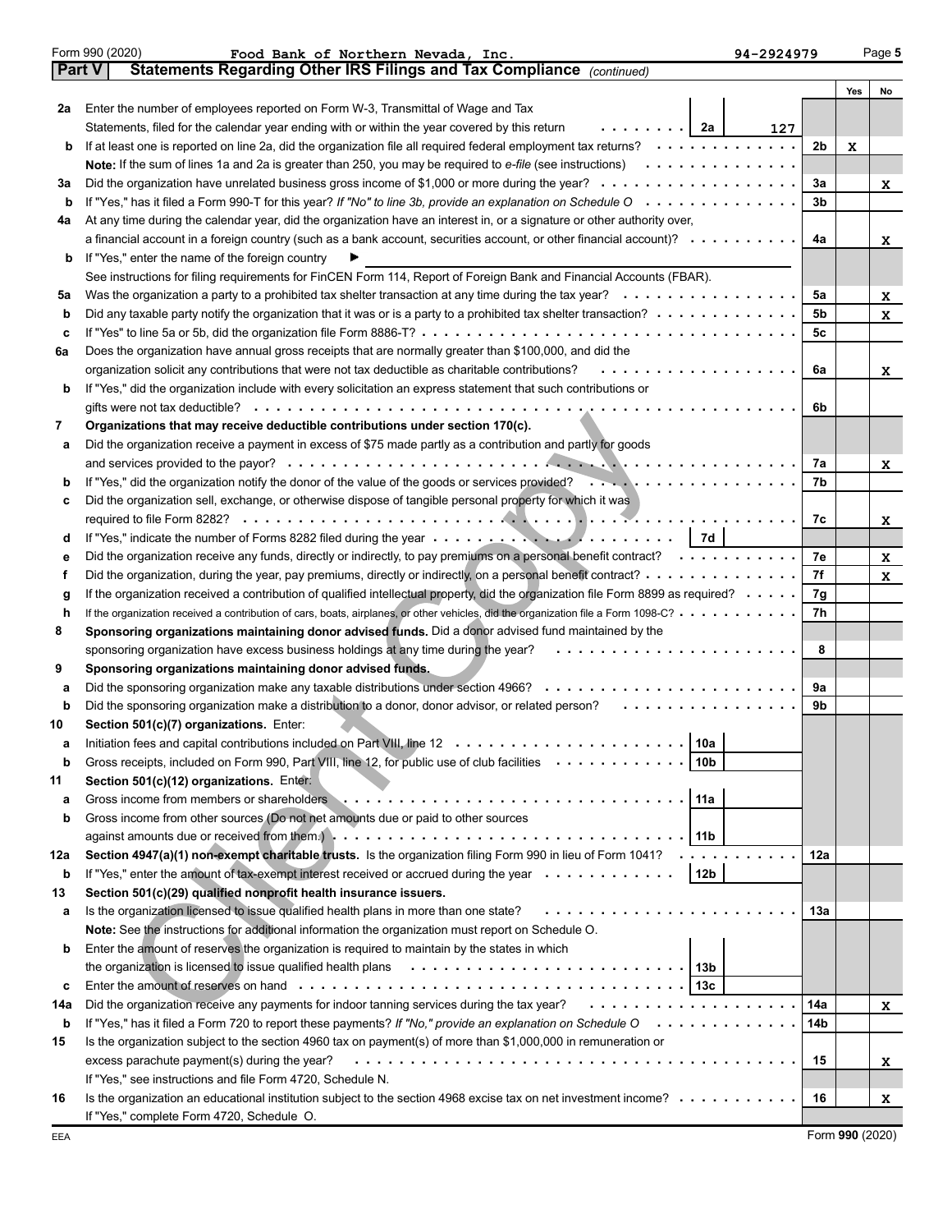Form 990 (2020) Food Bank of Northern Nevada, Inc. 94-2924979 Page 5

## Part V Statements Regarding Other IRS Filings and Tax Compliance *(continued)*

| | | | | | Yes | No |
|---|---|---|---|---|---|---|
| **2a** | Enter the number of employees reported on Form W-3, Transmittal of Wage and Tax Statements, filed for the calendar year ending with or within the year covered by this return | 2a | 127 | | | |
| **b** | If at least one is reported on line 2a, did the organization file all required federal employment tax returns? | | | 2b | X | |
| | **Note:** If the sum of lines 1a and 2a is greater than 250, you may be required to *e-file* (see instructions) | | | | | |
| **3a** | Did the organization have unrelated business gross income of $1,000 or more during the year? | | | 3a | | X |
| **b** | If "Yes," has it filed a Form 990-T for this year? *If "No" to line 3b, provide an explanation on Schedule O* | | | 3b | | |
| **4a** | At any time during the calendar year, did the organization have an interest in, or a signature or other authority over, a financial account in a foreign country (such as a bank account, securities account, or other financial account)? | | | 4a | | X |
| **b** | If "Yes," enter the name of the foreign country ▶ | | | | | |
| | See instructions for filing requirements for FinCEN Form 114, Report of Foreign Bank and Financial Accounts (FBAR). | | | | | |
| **5a** | Was the organization a party to a prohibited tax shelter transaction at any time during the tax year? | | | 5a | | X |
| **b** | Did any taxable party notify the organization that it was or is a party to a prohibited tax shelter transaction? | | | 5b | | X |
| **c** | If "Yes" to line 5a or 5b, did the organization file Form 8886-T? | | | 5c | | |
| **6a** | Does the organization have annual gross receipts that are normally greater than $100,000, and did the organization solicit any contributions that were not tax deductible as charitable contributions? | | | 6a | | X |
| **b** | If "Yes," did the organization include with every solicitation an express statement that such contributions or gifts were not tax deductible? | | | 6b | | |
| **7** | **Organizations that may receive deductible contributions under section 170(c).** | | | | | |
| **a** | Did the organization receive a payment in excess of $75 made partly as a contribution and partly for goods and services provided to the payor? | | | 7a | | X |
| **b** | If "Yes," did the organization notify the donor of the value of the goods or services provided? | | | 7b | | |
| **c** | Did the organization sell, exchange, or otherwise dispose of tangible personal property for which it was required to file Form 8282? | | | 7c | | X |
| **d** | If "Yes," indicate the number of Forms 8282 filed during the year | 7d | | | | |
| **e** | Did the organization receive any funds, directly or indirectly, to pay premiums on a personal benefit contract? | | | 7e | | X |
| **f** | Did the organization, during the year, pay premiums, directly or indirectly, on a personal benefit contract? | | | 7f | | X |
| **g** | If the organization received a contribution of qualified intellectual property, did the organization file Form 8899 as required? | | | 7g | | |
| **h** | If the organization received a contribution of cars, boats, airplanes, or other vehicles, did the organization file a Form 1098-C? | | | 7h | | |
| **8** | **Sponsoring organizations maintaining donor advised funds.** Did a donor advised fund maintained by the sponsoring organization have excess business holdings at any time during the year? | | | 8 | | |
| **9** | **Sponsoring organizations maintaining donor advised funds.** | | | | | |
| **a** | Did the sponsoring organization make any taxable distributions under section 4966? | | | 9a | | |
| **b** | Did the sponsoring organization make a distribution to a donor, donor advisor, or related person? | | | 9b | | |
| **10** | **Section 501(c)(7) organizations.** Enter: | | | | | |
| **a** | Initiation fees and capital contributions included on Part VIII, line 12 | 10a | | | | |
| **b** | Gross receipts, included on Form 990, Part VIII, line 12, for public use of club facilities | 10b | | | | |
| **11** | **Section 501(c)(12) organizations.** Enter: | | | | | |
| **a** | Gross income from members or shareholders | 11a | | | | |
| **b** | Gross income from other sources (Do not net amounts due or paid to other sources against amounts due or received from them.) | 11b | | | | |
| **12a** | **Section 4947(a)(1) non-exempt charitable trusts.** Is the organization filing Form 990 in lieu of Form 1041? | | | 12a | | |
| **b** | If "Yes," enter the amount of tax-exempt interest received or accrued during the year | 12b | | | | |
| **13** | **Section 501(c)(29) qualified nonprofit health insurance issuers.** | | | | | |
| **a** | Is the organization licensed to issue qualified health plans in more than one state? | | | 13a | | |
| | **Note:** See the instructions for additional information the organization must report on Schedule O. | | | | | |
| **b** | Enter the amount of reserves the organization is required to maintain by the states in which the organization is licensed to issue qualified health plans | 13b | | | | |
| **c** | Enter the amount of reserves on hand | 13c | | | | |
| **14a** | Did the organization receive any payments for indoor tanning services during the tax year? | | | 14a | | X |
| **b** | If "Yes," has it filed a Form 720 to report these payments? *If "No," provide an explanation on Schedule O* | | | 14b | | |
| **15** | Is the organization subject to the section 4960 tax on payment(s) of more than $1,000,000 in remuneration or excess parachute payment(s) during the year? | | | 15 | | X |
| | If "Yes," see instructions and file Form 4720, Schedule N. | | | | | |
| **16** | Is the organization an educational institution subject to the section 4968 excise tax on net investment income? | | | 16 | | X |
| | If "Yes," complete Form 4720, Schedule O. | | | | | |

EEA Form **990** (2020)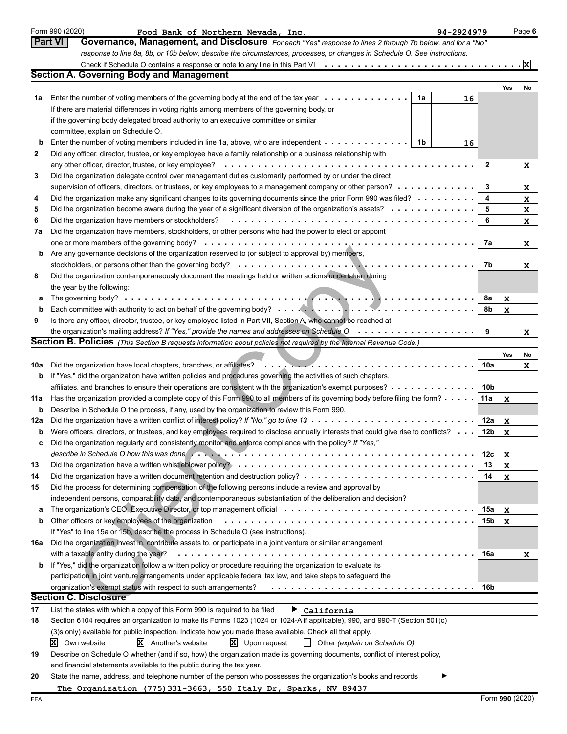Form 990 (2020) Food Bank of Northern Nevada, Inc. 94-2924979 Page 6

## Part VI Governance, Management, and Disclosure

*For each "Yes" response to lines 2 through 7b below, and for a "No" response to line 8a, 8b, or 10b below, describe the circumstances, processes, or changes in Schedule O. See instructions.*

Check if Schedule O contains a response or note to any line in this Part VI . . . . . . . . . . . . . . . . . . . . . . . . . . . . . X

### Section A. Governing Body and Management

| | | | Yes | No |
|---|---|---|---|---|
| **1a** | Enter the number of voting members of the governing body at the end of the tax year . . . . . . . . . . . . . **1a** 16 | | | |
| | If there are material differences in voting rights among members of the governing body, or if the governing body delegated broad authority to an executive committee or similar committee, explain on Schedule O. | | | |
| **b** | Enter the number of voting members included in line 1a, above, who are independent . . . . . . . . . . . . **1b** 16 | | | |
| **2** | Did any officer, director, trustee, or key employee have a family relationship or a business relationship with any other officer, director, trustee, or key employee? | 2 | | X |
| **3** | Did the organization delegate control over management duties customarily performed by or under the direct supervision of officers, directors, or trustees, or key employees to a management company or other person? | 3 | | X |
| **4** | Did the organization make any significant changes to its governing documents since the prior Form 990 was filed? | 4 | | X |
| **5** | Did the organization become aware during the year of a significant diversion of the organization's assets? | 5 | | X |
| **6** | Did the organization have members or stockholders? | 6 | | X |
| **7a** | Did the organization have members, stockholders, or other persons who had the power to elect or appoint one or more members of the governing body? | 7a | | X |
| **b** | Are any governance decisions of the organization reserved to (or subject to approval by) members, stockholders, or persons other than the governing body? | 7b | | X |
| **8** | Did the organization contemporaneously document the meetings held or written actions undertaken during the year by the following: | | | |
| **a** | The governing body? | 8a | X | |
| **b** | Each committee with authority to act on behalf of the governing body? | 8b | X | |
| **9** | Is there any officer, director, trustee, or key employee listed in Part VII, Section A, who cannot be reached at the organization's mailing address? *If "Yes," provide the names and addresses on Schedule O* | 9 | | X |

### Section B. Policies *(This Section B requests information about policies not required by the Internal Revenue Code.)*

| | | | Yes | No |
|---|---|---|---|---|
| **10a** | Did the organization have local chapters, branches, or affiliates? | 10a | | X |
| **b** | If "Yes," did the organization have written policies and procedures governing the activities of such chapters, affiliates, and branches to ensure their operations are consistent with the organization's exempt purposes? | 10b | | |
| **11a** | Has the organization provided a complete copy of this Form 990 to all members of its governing body before filing the form? | 11a | X | |
| **b** | Describe in Schedule O the process, if any, used by the organization to review this Form 990. | | | |
| **12a** | Did the organization have a written conflict of interest policy? *If "No," go to line 13* | 12a | X | |
| **b** | Were officers, directors, or trustees, and key employees required to disclose annually interests that could give rise to conflicts? | 12b | X | |
| **c** | Did the organization regularly and consistently monitor and enforce compliance with the policy? *If "Yes," describe in Schedule O how this was done* | 12c | X | |
| **13** | Did the organization have a written whistleblower policy? | 13 | X | |
| **14** | Did the organization have a written document retention and destruction policy? | 14 | X | |
| **15** | Did the process for determining compensation of the following persons include a review and approval by independent persons, comparability data, and contemporaneous substantiation of the deliberation and decision? | | | |
| **a** | The organization's CEO, Executive Director, or top management official | 15a | X | |
| **b** | Other officers or key employees of the organization | 15b | X | |
| | If "Yes" to line 15a or 15b, describe the process in Schedule O (see instructions). | | | |
| **16a** | Did the organization invest in, contribute assets to, or participate in a joint venture or similar arrangement with a taxable entity during the year? | 16a | | X |
| **b** | If "Yes," did the organization follow a written policy or procedure requiring the organization to evaluate its participation in joint venture arrangements under applicable federal tax law, and take steps to safeguard the organization's exempt status with respect to such arrangements? | 16b | | |

### Section C. Disclosure

**17** List the states with which a copy of this Form 990 is required to be filed ▶ California

**18** Section 6104 requires an organization to make its Forms 1023 (1024 or 1024-A if applicable), 990, and 990-T (Section 501(c)(3)s only) available for public inspection. Indicate how you made these available. Check all that apply.

- [X] Own website
- [X] Another's website
- [X] Upon request
- [ ] Other *(explain on Schedule O)*

**19** Describe on Schedule O whether (and if so, how) the organization made its governing documents, conflict of interest policy, and financial statements available to the public during the tax year.

**20** State the name, address, and telephone number of the person who possesses the organization's books and records ▶

The Organization (775)331-3663, 550 Italy Dr, Sparks, NV 89437

EEA Form **990** (2020)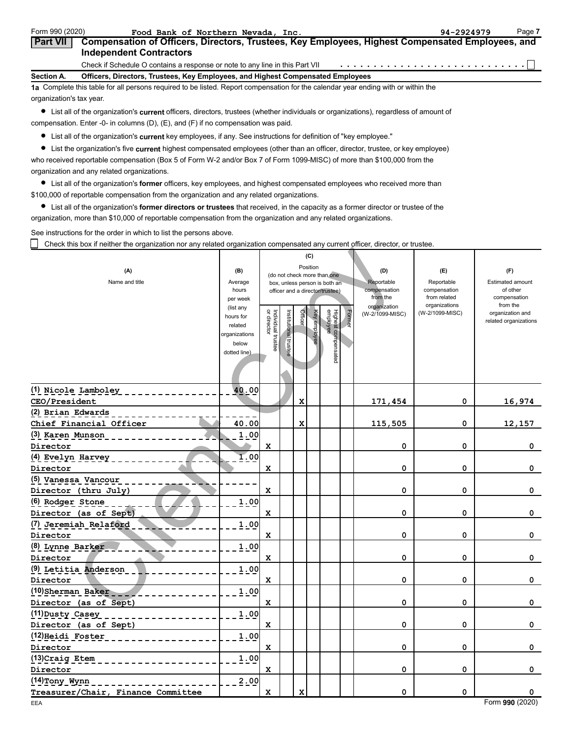Form 990 (2020) Food Bank of Northern Nevada, Inc. 94-2924979

## Part VII Compensation of Officers, Directors, Trustees, Key Employees, Highest Compensated Employees, and Independent Contractors

Check if Schedule O contains a response or note to any line in this Part VII . . . . . . . . . . . . . . . . . . . . . . . . . . ☐

**Section A. Officers, Directors, Trustees, Key Employees, and Highest Compensated Employees**

**1a** Complete this table for all persons required to be listed. Report compensation for the calendar year ending with or within the organization's tax year.

- List all of the organization's **current** officers, directors, trustees (whether individuals or organizations), regardless of amount of compensation. Enter -0- in columns (D), (E), and (F) if no compensation was paid.
- List all of the organization's **current** key employees, if any. See instructions for definition of "key employee."
- List the organization's five **current** highest compensated employees (other than an officer, director, trustee, or key employee) who received reportable compensation (Box 5 of Form W-2 and/or Box 7 of Form 1099-MISC) of more than $100,000 from the organization and any related organizations.
- List all of the organization's **former** officers, key employees, and highest compensated employees who received more than $100,000 of reportable compensation from the organization and any related organizations.
- List all of the organization's **former directors or trustees** that received, in the capacity as a former director or trustee of the organization, more than $10,000 of reportable compensation from the organization and any related organizations.

See instructions for the order in which to list the persons above.

☐ Check this box if neither the organization nor any related organization compensated any current officer, director, or trustee.

| (A) Name and title | (B) Average hours per week (list any hours for related organizations below dotted line) | (C) Position: Individual trustee or director | Institutional trustee | Officer | Key employee | Highest compensated employee | Former | (D) Reportable compensation from the organization (W-2/1099-MISC) | (E) Reportable compensation from related organizations (W-2/1099-MISC) | (F) Estimated amount of other compensation from the organization and related organizations |
|---|---|---|---|---|---|---|---|---|---|---|
| (1) Nicole Lamboley<br>CEO/President | 40.00 | | | X | | | | 171,454 | 0 | 16,974 |
| (2) Brian Edwards<br>Chief Financial Officer | 40.00 | | | X | | | | 115,505 | 0 | 12,157 |
| (3) Karen Munson<br>Director | 1.00 | X | | | | | | 0 | 0 | 0 |
| (4) Evelyn Harvey<br>Director | 1.00 | X | | | | | | 0 | 0 | 0 |
| (5) Vanessa Vancour<br>Director (thru July) | | X | | | | | | 0 | 0 | 0 |
| (6) Rodger Stone<br>Director (as of Sept) | 1.00 | X | | | | | | 0 | 0 | 0 |
| (7) Jeremiah Relaford<br>Director | 1.00 | X | | | | | | 0 | 0 | 0 |
| (8) Lynne Barker<br>Director | 1.00 | X | | | | | | 0 | 0 | 0 |
| (9) Letitia Anderson<br>Director | 1.00 | X | | | | | | 0 | 0 | 0 |
| (10) Sherman Baker<br>Director (as of Sept) | 1.00 | X | | | | | | 0 | 0 | 0 |
| (11) Dusty Casey<br>Director (as of Sept) | 1.00 | X | | | | | | 0 | 0 | 0 |
| (12) Heidi Foster<br>Director | 1.00 | X | | | | | | 0 | 0 | 0 |
| (13) Craig Etem<br>Director | 1.00 | X | | | | | | 0 | 0 | 0 |
| (14) Tony Wynn<br>Treasurer/Chair, Finance Committee | 2.00 | X | | X | | | | 0 | 0 | 0 |

EEA Form 990 (2020)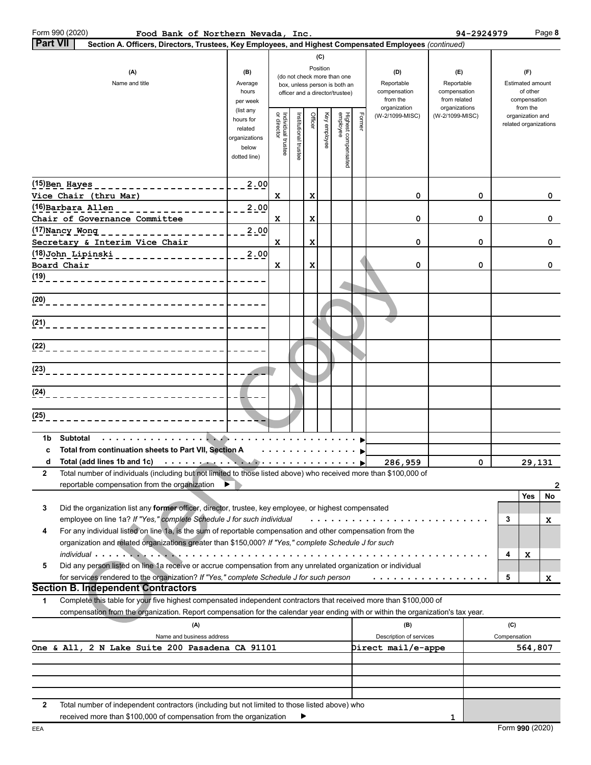Form 990 (2020) Food Bank of Northern Nevada, Inc. 94-2924979

**Part VII** Section A. Officers, Directors, Trustees, Key Employees, and Highest Compensated Employees *(continued)*

| (A) Name and title | (B) Average hours per week (list any hours for related organizations below dotted line) | (C) Position: Individual trustee or director | Institutional trustee | Officer | Key employee | Highest compensated employee | Former | (D) Reportable compensation from the organization (W-2/1099-MISC) | (E) Reportable compensation from related organizations (W-2/1099-MISC) | (F) Estimated amount of other compensation from the organization and related organizations |
|---|---|---|---|---|---|---|---|---|---|---|
| (15) Ben Hayes<br>Vice Chair (thru Mar) | 2.00 | X | | X | | | | 0 | 0 | 0 |
| (16) Barbara Allen<br>Chair of Governance Committee | 2.00 | X | | X | | | | 0 | 0 | 0 |
| (17) Nancy Wong<br>Secretary & Interim Vice Chair | 2.00 | X | | X | | | | 0 | 0 | 0 |
| (18) John Lipinski<br>Board Chair | 2.00 | X | | X | | | | 0 | 0 | 0 |
| (19) | | | | | | | | | | |
| (20) | | | | | | | | | | |
| (21) | | | | | | | | | | |
| (22) | | | | | | | | | | |
| (23) | | | | | | | | | | |
| (24) | | | | | | | | | | |
| (25) | | | | | | | | | | |
| 1b Subtotal | | | | | | | | | | |
| c Total from continuation sheets to Part VII, Section A | | | | | | | | | | |
| d Total (add lines 1b and 1c) | | | | | | | | 286,959 | 0 | 29,131 |

2 Total number of individuals (including but not limited to those listed above) who received more than $100,000 of reportable compensation from the organization ▶ 2

| | | Yes | No |
|---|---|---|---|
| 3 Did the organization list any **former** officer, director, trustee, key employee, or highest compensated employee on line 1a? *If "Yes," complete Schedule J for such individual* | 3 | | X |
| 4 For any individual listed on line 1a, is the sum of reportable compensation and other compensation from the organization and related organizations greater than $150,000? *If "Yes," complete Schedule J for such individual* | 4 | X | |
| 5 Did any person listed on line 1a receive or accrue compensation from any unrelated organization or individual for services rendered to the organization? *If "Yes," complete Schedule J for such person* | 5 | | X |

## Section B. Independent Contractors

1 Complete this table for your five highest compensated independent contractors that received more than $100,000 of compensation from the organization. Report compensation for the calendar year ending with or within the organization's tax year.

| (A) Name and business address | (B) Description of services | (C) Compensation |
|---|---|---|
| One & All, 2 N Lake Suite 200 Pasadena CA 91101 | Direct mail/e-appe | 564,807 |
| | | |
| | | |
| | | |
| | | |

2 Total number of independent contractors (including but not limited to those listed above) who received more than $100,000 of compensation from the organization ▶ 1

Form **990** (2020)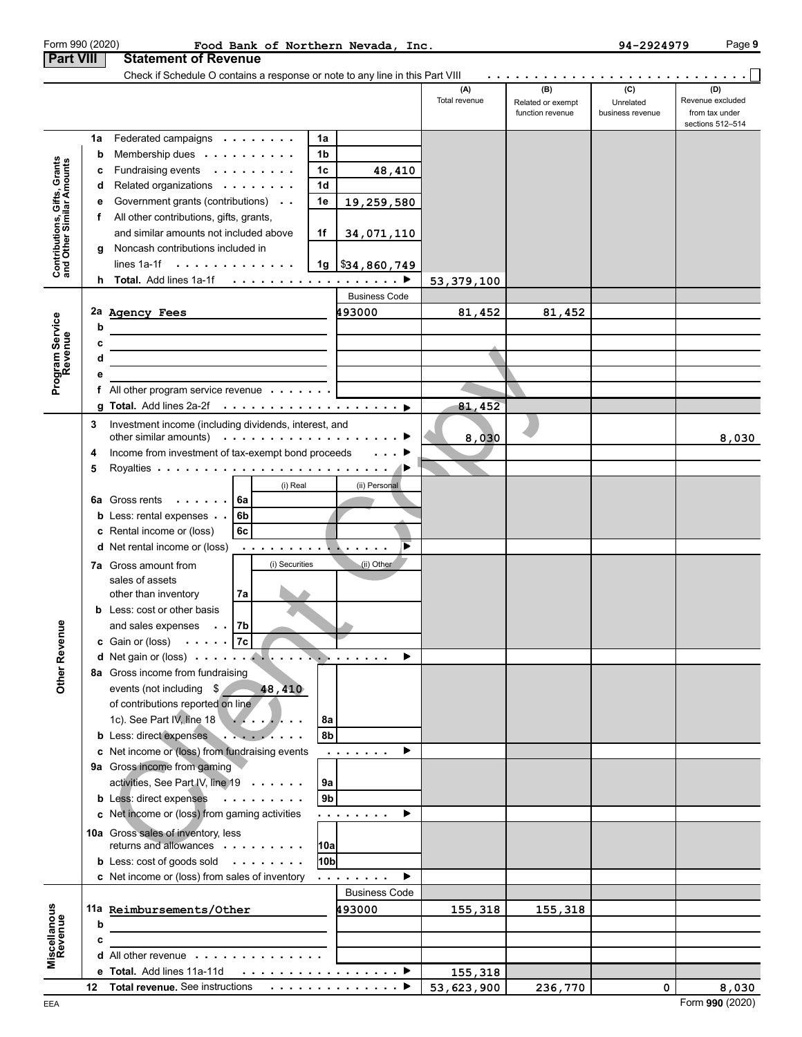Form 990 (2020) **Food Bank of Northern Nevada, Inc.** 94-2924979

## Part VIII Statement of Revenue

Check if Schedule O contains a response or note to any line in this Part VIII . . . . . . . . . . . . . . . . . . . . . . . . . . . ☐

| | | | | (A) Total revenue | (B) Related or exempt function revenue | (C) Unrelated business revenue | (D) Revenue excluded from tax under sections 512–514 |
|---|---|---|---|---|---|---|---|
| **Contributions, Gifts, Grants and Other Similar Amounts** | 1a Federated campaigns | 1a | | | | | |
| | b Membership dues | 1b | | | | | |
| | c Fundraising events | 1c | 48,410 | | | | |
| | d Related organizations | 1d | | | | | |
| | e Government grants (contributions) | 1e | 19,259,580 | | | | |
| | f All other contributions, gifts, grants, and similar amounts not included above | 1f | 34,071,110 | | | | |
| | g Noncash contributions included in lines 1a-1f | 1g | $34,860,749 | | | | |
| | h **Total.** Add lines 1a-1f | | ▶ | 53,379,100 | | | |
| **Program Service Revenue** | | | Business Code | | | | |
| | 2a Agency Fees | | 493000 | 81,452 | 81,452 | | |
| | b | | | | | | |
| | c | | | | | | |
| | d | | | | | | |
| | e | | | | | | |
| | f All other program service revenue | | | | | | |
| | g **Total.** Add lines 2a-2f | | ▶ | 81,452 | | | |
| **Other Revenue** | 3 Investment income (including dividends, interest, and other similar amounts) | | ▶ | 8,030 | | | 8,030 |
| | 4 Income from investment of tax-exempt bond proceeds | | ▶ | | | | |
| | 5 Royalties | | ▶ | | | | |
| | | (i) Real | (ii) Personal | | | | |
| | 6a Gross rents 6a | | | | | | |
| | b Less: rental expenses 6b | | | | | | |
| | c Rental income or (loss) 6c | | | | | | |
| | d Net rental income or (loss) | | ▶ | | | | |
| | | (i) Securities | (ii) Other | | | | |
| | 7a Gross amount from sales of assets other than inventory 7a | | | | | | |
| | b Less: cost or other basis and sales expenses 7b | | | | | | |
| | c Gain or (loss) 7c | | | | | | |
| | d Net gain or (loss) | | ▶ | | | | |
| | 8a Gross income from fundraising events (not including $ 48,410 of contributions reported on line 1c). See Part IV, line 18 | 8a | | | | | |
| | b Less: direct expenses | 8b | | | | | |
| | c Net income or (loss) from fundraising events | | ▶ | | | | |
| | 9a Gross income from gaming activities, See Part IV, line 19 | 9a | | | | | |
| | b Less: direct expenses | 9b | | | | | |
| | c Net income or (loss) from gaming activities | | ▶ | | | | |
| | 10a Gross sales of inventory, less returns and allowances | 10a | | | | | |
| | b Less: cost of goods sold | 10b | | | | | |
| | c Net income or (loss) from sales of inventory | | ▶ | | | | |
| **Miscellanous Revenue** | | | Business Code | | | | |
| | 11a Reimbursements/Other | | 493000 | 155,318 | 155,318 | | |
| | b | | | | | | |
| | c | | | | | | |
| | d All other revenue | | | | | | |
| | e **Total.** Add lines 11a-11d | | ▶ | 155,318 | | | |
| | 12 **Total revenue.** See instructions | | ▶ | 53,623,900 | 236,770 | 0 | 8,030 |

EEA Form **990** (2020)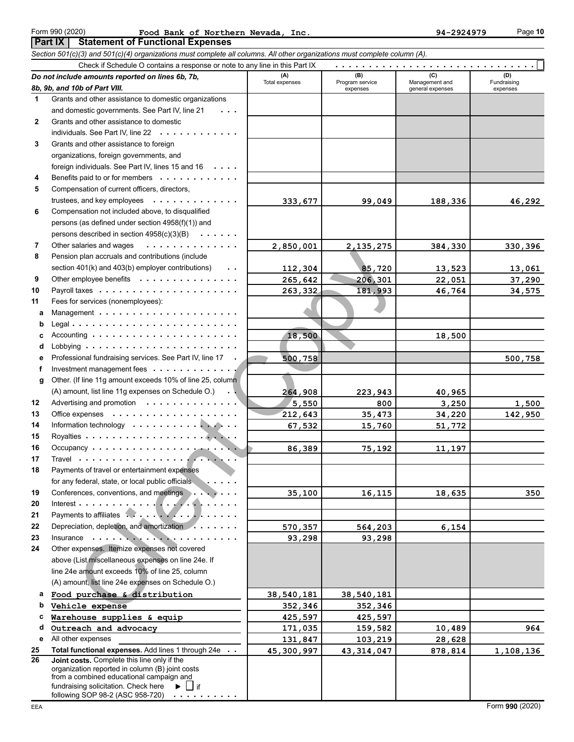Form 990 (2020) **Food Bank of Northern Nevada, Inc.** 94-2924979

## Part IX Statement of Functional Expenses

*Section 501(c)(3) and 501(c)(4) organizations must complete all columns. All other organizations must complete column (A).*

Check if Schedule O contains a response or note to any line in this Part IX . . . . . . . . . . . . . . . . . . . . . . . . . . . . ☐

| *Do not include amounts reported on lines 6b, 7b, 8b, 9b, and 10b of Part VIII.* | (A) Total expenses | (B) Program service expenses | (C) Management and general expenses | (D) Fundraising expenses |
|---|---|---|---|---|
| **1** Grants and other assistance to domestic organizations and domestic governments. See Part IV, line 21 | | | | |
| **2** Grants and other assistance to domestic individuals. See Part IV, line 22 | | | | |
| **3** Grants and other assistance to foreign organizations, foreign governments, and foreign individuals. See Part IV, lines 15 and 16 | | | | |
| **4** Benefits paid to or for members | | | | |
| **5** Compensation of current officers, directors, trustees, and key employees | 333,677 | 99,049 | 188,336 | 46,292 |
| **6** Compensation not included above, to disqualified persons (as defined under section 4958(f)(1)) and persons described in section 4958(c)(3)(B) | | | | |
| **7** Other salaries and wages | 2,850,001 | 2,135,275 | 384,330 | 330,396 |
| **8** Pension plan accruals and contributions (include section 401(k) and 403(b) employer contributions) | 112,304 | 85,720 | 13,523 | 13,061 |
| **9** Other employee benefits | 265,642 | 206,301 | 22,051 | 37,290 |
| **10** Payroll taxes | 263,332 | 181,993 | 46,764 | 34,575 |
| **11** Fees for services (nonemployees): | | | | |
| **a** Management | | | | |
| **b** Legal | | | | |
| **c** Accounting | 18,500 | | 18,500 | |
| **d** Lobbying | | | | |
| **e** Professional fundraising services. See Part IV, line 17 | 500,758 | | | 500,758 |
| **f** Investment management fees | | | | |
| **g** Other. (If line 11g amount exceeds 10% of line 25, column (A) amount, list line 11g expenses on Schedule O.) | 264,908 | 223,943 | 40,965 | |
| **12** Advertising and promotion | 5,550 | 800 | 3,250 | 1,500 |
| **13** Office expenses | 212,643 | 35,473 | 34,220 | 142,950 |
| **14** Information technology | 67,532 | 15,760 | 51,772 | |
| **15** Royalties | | | | |
| **16** Occupancy | 86,389 | 75,192 | 11,197 | |
| **17** Travel | | | | |
| **18** Payments of travel or entertainment expenses for any federal, state, or local public officials | | | | |
| **19** Conferences, conventions, and meetings | 35,100 | 16,115 | 18,635 | 350 |
| **20** Interest | | | | |
| **21** Payments to affiliates | | | | |
| **22** Depreciation, depletion, and amortization | 570,357 | 564,203 | 6,154 | |
| **23** Insurance | 93,298 | 93,298 | | |
| **24** Other expenses. Itemize expenses not covered above (List miscellaneous expenses on line 24e. If line 24e amount exceeds 10% of line 25, column (A) amount, list line 24e expenses on Schedule O.) | | | | |
| **a** Food purchase & distribution | 38,540,181 | 38,540,181 | | |
| **b** Vehicle expense | 352,346 | 352,346 | | |
| **c** Warehouse supplies & equip | 425,597 | 425,597 | | |
| **d** Outreach and advocacy | 171,035 | 159,582 | 10,489 | 964 |
| **e** All other expenses | 131,847 | 103,219 | 28,628 | |
| **25** **Total functional expenses.** Add lines 1 through 24e | 45,300,997 | 43,314,047 | 878,814 | 1,108,136 |
| **26** **Joint costs.** Complete this line only if the organization reported in column (B) joint costs from a combined educational campaign and fundraising solicitation. Check here ▶ ☐ if following SOP 98-2 (ASC 958-720) | | | | |

Form **990** (2020)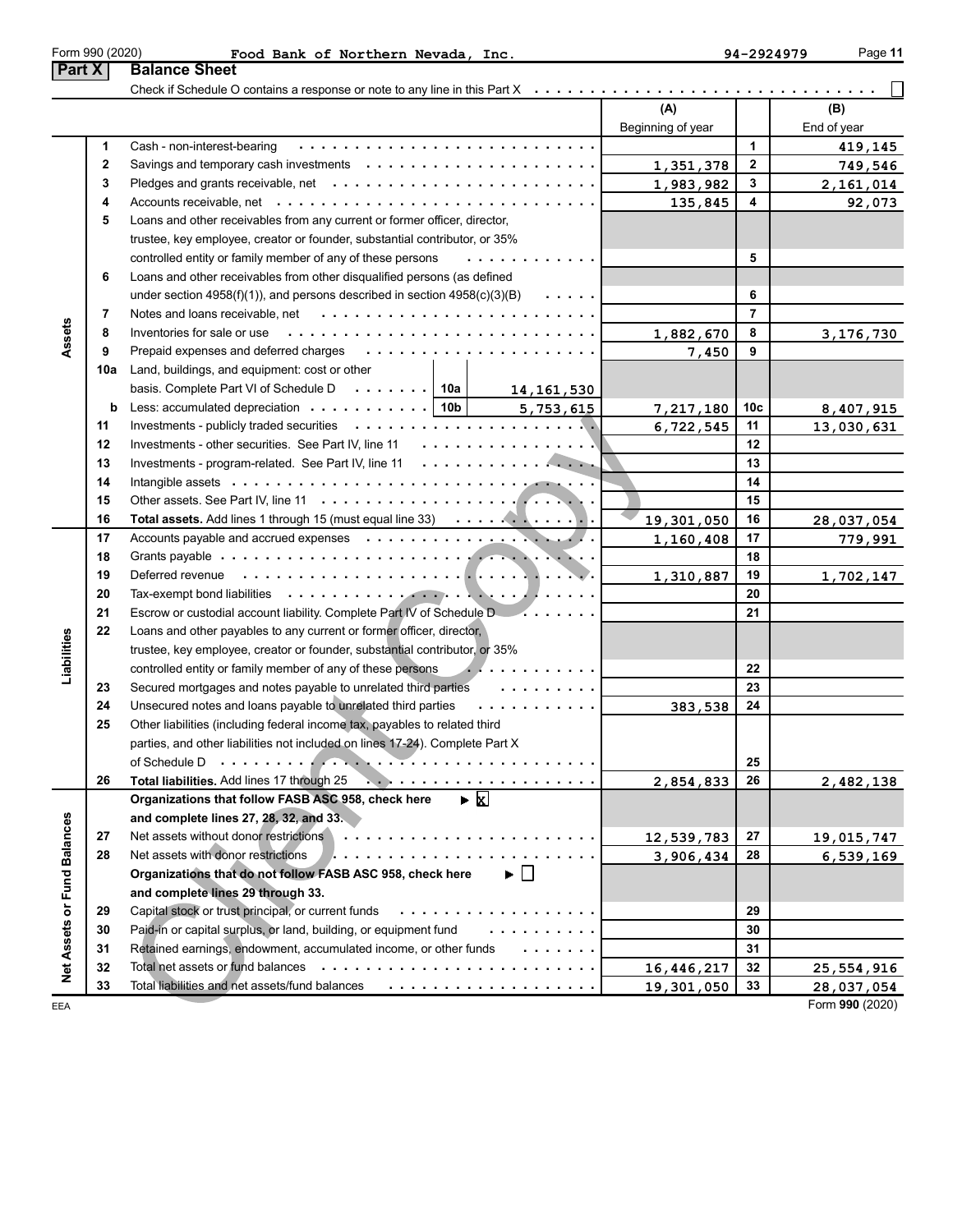Form 990 (2020) Food Bank of Northern Nevada, Inc. 94-2924979

## Part X Balance Sheet

Check if Schedule O contains a response or note to any line in this Part X ☐

| | | | (A) Beginning of year | | (B) End of year |
|---|---|---|---|---|---|
| Assets | 1 | Cash - non-interest-bearing | | 1 | 419,145 |
| | 2 | Savings and temporary cash investments | 1,351,378 | 2 | 749,546 |
| | 3 | Pledges and grants receivable, net | 1,983,982 | 3 | 2,161,014 |
| | 4 | Accounts receivable, net | 135,845 | 4 | 92,073 |
| | 5 | Loans and other receivables from any current or former officer, director, trustee, key employee, creator or founder, substantial contributor, or 35% controlled entity or family member of any of these persons | | 5 | |
| | 6 | Loans and other receivables from other disqualified persons (as defined under section 4958(f)(1)), and persons described in section 4958(c)(3)(B) | | 6 | |
| | 7 | Notes and loans receivable, net | | 7 | |
| | 8 | Inventories for sale or use | 1,882,670 | 8 | 3,176,730 |
| | 9 | Prepaid expenses and deferred charges | 7,450 | 9 | |
| | 10a | Land, buildings, and equipment: cost or other basis. Complete Part VI of Schedule D 10a 14,161,530 | | | |
| | b | Less: accumulated depreciation 10b 5,753,615 | 7,217,180 | 10c | 8,407,915 |
| | 11 | Investments - publicly traded securities | 6,722,545 | 11 | 13,030,631 |
| | 12 | Investments - other securities. See Part IV, line 11 | | 12 | |
| | 13 | Investments - program-related. See Part IV, line 11 | | 13 | |
| | 14 | Intangible assets | | 14 | |
| | 15 | Other assets. See Part IV, line 11 | | 15 | |
| | 16 | **Total assets.** Add lines 1 through 15 (must equal line 33) | 19,301,050 | 16 | 28,037,054 |
| Liabilities | 17 | Accounts payable and accrued expenses | 1,160,408 | 17 | 779,991 |
| | 18 | Grants payable | | 18 | |
| | 19 | Deferred revenue | 1,310,887 | 19 | 1,702,147 |
| | 20 | Tax-exempt bond liabilities | | 20 | |
| | 21 | Escrow or custodial account liability. Complete Part IV of Schedule D | | 21 | |
| | 22 | Loans and other payables to any current or former officer, director, trustee, key employee, creator or founder, substantial contributor, or 35% controlled entity or family member of any of these persons | | 22 | |
| | 23 | Secured mortgages and notes payable to unrelated third parties | | 23 | |
| | 24 | Unsecured notes and loans payable to unrelated third parties | 383,538 | 24 | |
| | 25 | Other liabilities (including federal income tax, payables to related third parties, and other liabilities not included on lines 17-24). Complete Part X of Schedule D | | 25 | |
| | 26 | **Total liabilities.** Add lines 17 through 25 | 2,854,833 | 26 | 2,482,138 |
| Net Assets or Fund Balances | | **Organizations that follow FASB ASC 958, check here** ▶ ☒ **and complete lines 27, 28, 32, and 33.** | | | |
| | 27 | Net assets without donor restrictions | 12,539,783 | 27 | 19,015,747 |
| | 28 | Net assets with donor restrictions | 3,906,434 | 28 | 6,539,169 |
| | | **Organizations that do not follow FASB ASC 958, check here** ▶ ☐ **and complete lines 29 through 33.** | | | |
| | 29 | Capital stock or trust principal, or current funds | | 29 | |
| | 30 | Paid-in or capital surplus, or land, building, or equipment fund | | 30 | |
| | 31 | Retained earnings, endowment, accumulated income, or other funds | | 31 | |
| | 32 | Total net assets or fund balances | 16,446,217 | 32 | 25,554,916 |
| | 33 | Total liabilities and net assets/fund balances | 19,301,050 | 33 | 28,037,054 |

Form 990 (2020)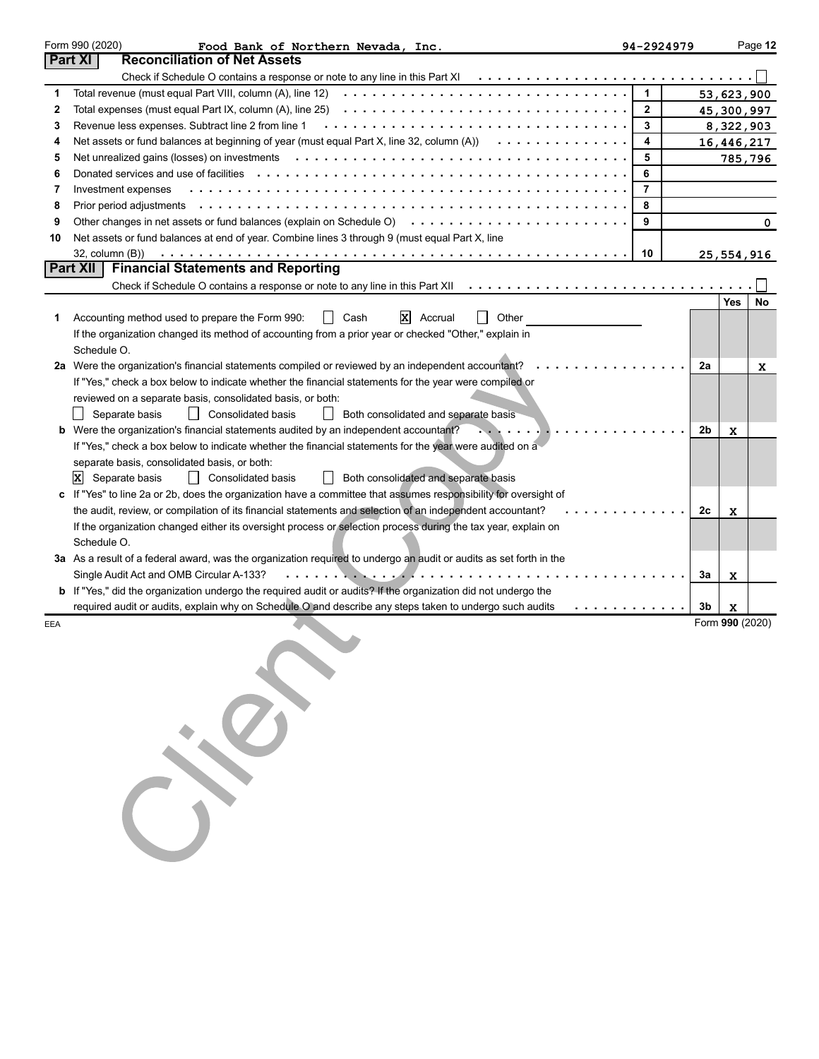Form 990 (2020) Food Bank of Northern Nevada, Inc. 94-2924979 Page 12

## Part XI Reconciliation of Net Assets

Check if Schedule O contains a response or note to any line in this Part XI . . . . . . . . . . ☐

| | | | |
|---|---|---|---|
| 1 | Total revenue (must equal Part VIII, column (A), line 12) | 1 | 53,623,900 |
| 2 | Total expenses (must equal Part IX, column (A), line 25) | 2 | 45,300,997 |
| 3 | Revenue less expenses. Subtract line 2 from line 1 | 3 | 8,322,903 |
| 4 | Net assets or fund balances at beginning of year (must equal Part X, line 32, column (A)) | 4 | 16,446,217 |
| 5 | Net unrealized gains (losses) on investments | 5 | 785,796 |
| 6 | Donated services and use of facilities | 6 | |
| 7 | Investment expenses | 7 | |
| 8 | Prior period adjustments | 8 | |
| 9 | Other changes in net assets or fund balances (explain on Schedule O) | 9 | 0 |
| 10 | Net assets or fund balances at end of year. Combine lines 3 through 9 (must equal Part X, line 32, column (B)) | 10 | 25,554,916 |

## Part XII Financial Statements and Reporting

Check if Schedule O contains a response or note to any line in this Part XII . . . . . . . . . . ☐

| | | | Yes | No |
|---|---|---|---|---|
| 1 | Accounting method used to prepare the Form 990: ☐ Cash ☒ Accrual ☐ Other ______<br>If the organization changed its method of accounting from a prior year or checked "Other," explain in Schedule O. | | | |
| 2a | Were the organization's financial statements compiled or reviewed by an independent accountant?<br>If "Yes," check a box below to indicate whether the financial statements for the year were compiled or reviewed on a separate basis, consolidated basis, or both:<br>☐ Separate basis ☐ Consolidated basis ☐ Both consolidated and separate basis | 2a | | X |
| b | Were the organization's financial statements audited by an independent accountant?<br>If "Yes," check a box below to indicate whether the financial statements for the year were audited on a separate basis, consolidated basis, or both:<br>☒ Separate basis ☐ Consolidated basis ☐ Both consolidated and separate basis | 2b | X | |
| c | If "Yes" to line 2a or 2b, does the organization have a committee that assumes responsibility for oversight of the audit, review, or compilation of its financial statements and selection of an independent accountant?<br>If the organization changed either its oversight process or selection process during the tax year, explain on Schedule O. | 2c | X | |
| 3a | As a result of a federal award, was the organization required to undergo an audit or audits as set forth in the Single Audit Act and OMB Circular A-133? | 3a | X | |
| b | If "Yes," did the organization undergo the required audit or audits? If the organization did not undergo the required audit or audits, explain why on Schedule O and describe any steps taken to undergo such audits | 3b | X | |

EEA Form 990 (2020)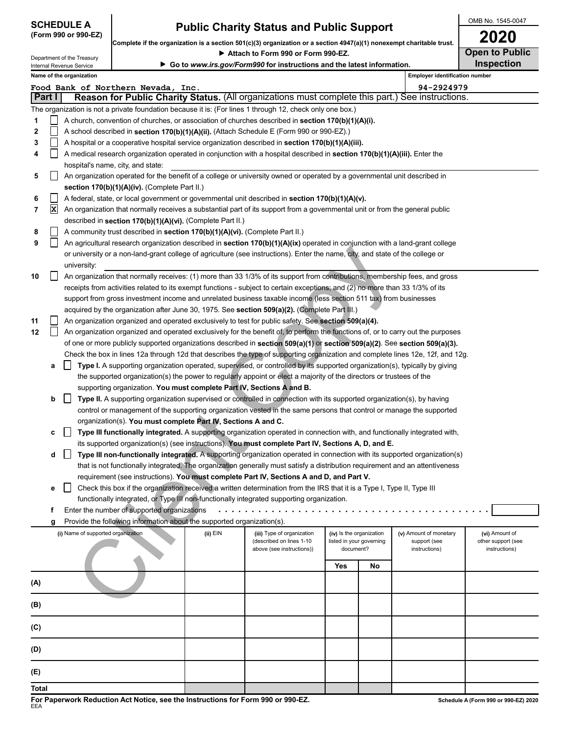**SCHEDULE A**
**(Form 990 or 990-EZ)**

Department of the Treasury
Internal Revenue Service

# Public Charity Status and Public Support

**Complete if the organization is a section 501(c)(3) organization or a section 4947(a)(1) nonexempt charitable trust.**
▶ **Attach to Form 990 or Form 990-EZ.**
▶ **Go to *www.irs.gov/Form990* for instructions and the latest information.**

OMB No. 1545-0047
**2020**
**Open to Public Inspection**

**Name of the organization**
Food Bank of Northern Nevada, Inc.

**Employer identification number**
94-2924979

## Part I — Reason for Public Charity Status. (All organizations must complete this part.) See instructions.

The organization is not a private foundation because it is: (For lines 1 through 12, check only one box.)

1. ☐ A church, convention of churches, or association of churches described in **section 170(b)(1)(A)(i).**
2. ☐ A school described in **section 170(b)(1)(A)(ii).** (Attach Schedule E (Form 990 or 990-EZ).)
3. ☐ A hospital or a cooperative hospital service organization described in **section 170(b)(1)(A)(iii).**
4. ☐ A medical research organization operated in conjunction with a hospital described in **section 170(b)(1)(A)(iii).** Enter the hospital's name, city, and state:
5. ☐ An organization operated for the benefit of a college or university owned or operated by a governmental unit described in **section 170(b)(1)(A)(iv).** (Complete Part II.)
6. ☐ A federal, state, or local government or governmental unit described in **section 170(b)(1)(A)(v).**
7. ☒ An organization that normally receives a substantial part of its support from a governmental unit or from the general public described in **section 170(b)(1)(A)(vi).** (Complete Part II.)
8. ☐ A community trust described in **section 170(b)(1)(A)(vi).** (Complete Part II.)
9. ☐ An agricultural research organization described in **section 170(b)(1)(A)(ix)** operated in conjunction with a land-grant college or university or a non-land-grant college of agriculture (see instructions). Enter the name, city, and state of the college or university:
10. ☐ An organization that normally receives: (1) more than 33 1/3% of its support from contributions, membership fees, and gross receipts from activities related to its exempt functions - subject to certain exceptions; and (2) no more than 33 1/3% of its support from gross investment income and unrelated business taxable income (less section 511 tax) from businesses acquired by the organization after June 30, 1975. See **section 509(a)(2).** (Complete Part III.)
11. ☐ An organization organized and operated exclusively to test for public safety. See **section 509(a)(4).**
12. ☐ An organization organized and operated exclusively for the benefit of, to perform the functions of, or to carry out the purposes of one or more publicly supported organizations described in **section 509(a)(1)** or **section 509(a)(2)**. See **section 509(a)(3).** Check the box in lines 12a through 12d that describes the type of supporting organization and complete lines 12e, 12f, and 12g.
   - **a** ☐ **Type I.** A supporting organization operated, supervised, or controlled by its supported organization(s), typically by giving the supported organization(s) the power to regularly appoint or elect a majority of the directors or trustees of the supporting organization. **You must complete Part IV, Sections A and B.**
   - **b** ☐ **Type II.** A supporting organization supervised or controlled in connection with its supported organization(s), by having control or management of the supporting organization vested in the same persons that control or manage the supported organization(s). **You must complete Part IV, Sections A and C.**
   - **c** ☐ **Type III functionally integrated.** A supporting organization operated in connection with, and functionally integrated with, its supported organization(s) (see instructions). **You must complete Part IV, Sections A, D, and E.**
   - **d** ☐ **Type III non-functionally integrated.** A supporting organization operated in connection with its supported organization(s) that is not functionally integrated. The organization generally must satisfy a distribution requirement and an attentiveness requirement (see instructions). **You must complete Part IV, Sections A and D, and Part V.**
   - **e** ☐ Check this box if the organization received a written determination from the IRS that it is a Type I, Type II, Type III functionally integrated, or Type III non-functionally integrated supporting organization.
   - **f** Enter the number of supported organizations
   - **g** Provide the following information about the supported organization(s).

| | (i) Name of supported organization | (ii) EIN | (iii) Type of organization (described on lines 1-10 above (see instructions)) | (iv) Is the organization listed in your governing document? Yes | No | (v) Amount of monetary support (see instructions) | (vi) Amount of other support (see instructions) |
|---|---|---|---|---|---|---|---|
| (A) | | | | | | | |
| (B) | | | | | | | |
| (C) | | | | | | | |
| (D) | | | | | | | |
| (E) | | | | | | | |
| Total | | | | | | | |

**For Paperwork Reduction Act Notice, see the Instructions for Form 990 or 990-EZ.**
EEA
**Schedule A (Form 990 or 990-EZ) 2020**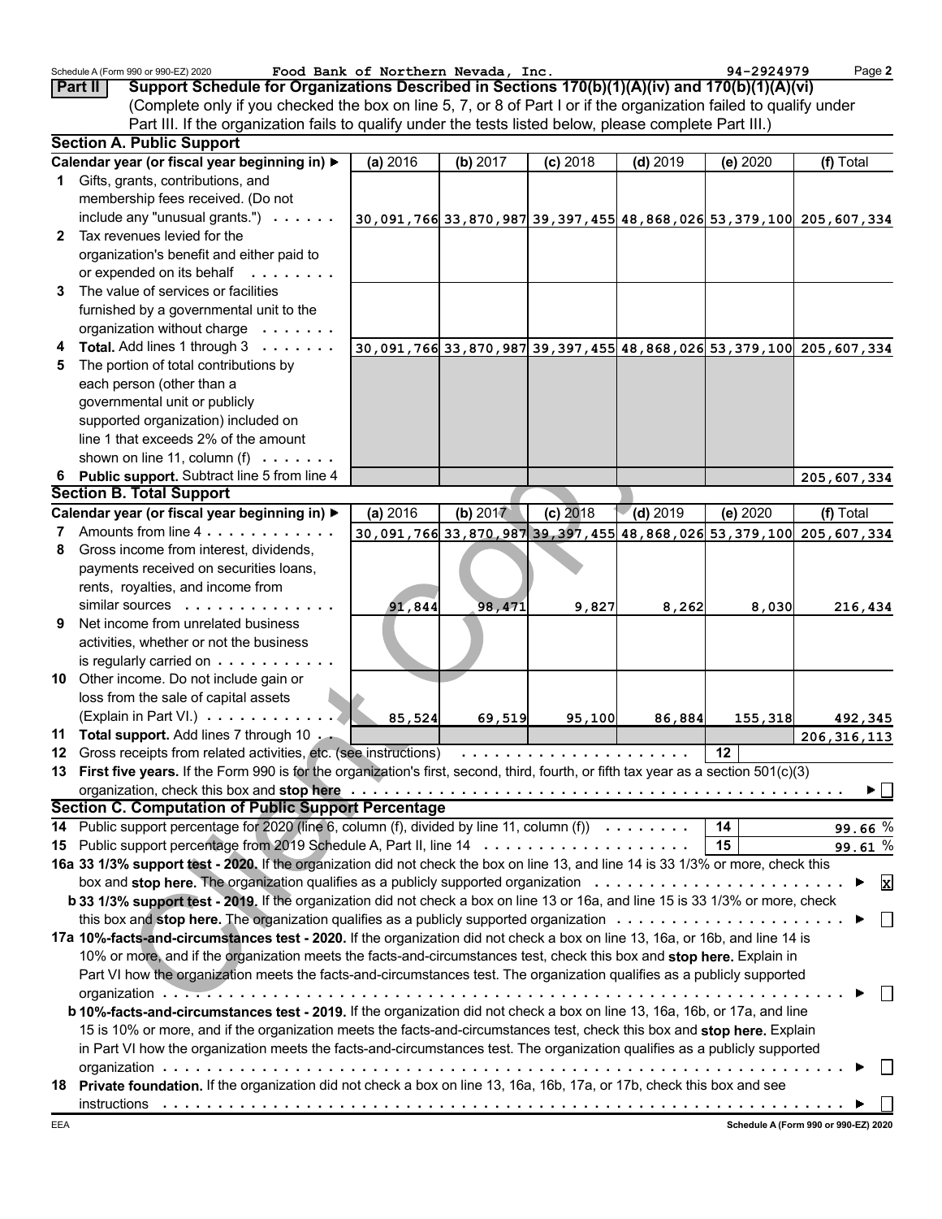Schedule A (Form 990 or 990-EZ) 2020 Food Bank of Northern Nevada, Inc. 94-2924979

## Part II Support Schedule for Organizations Described in Sections 170(b)(1)(A)(iv) and 170(b)(1)(A)(vi)

(Complete only if you checked the box on line 5, 7, or 8 of Part I or if the organization failed to qualify under Part III. If the organization fails to qualify under the tests listed below, please complete Part III.)

### Section A. Public Support

| Calendar year (or fiscal year beginning in) ▶ | (a) 2016 | (b) 2017 | (c) 2018 | (d) 2019 | (e) 2020 | (f) Total |
|---|---|---|---|---|---|---|
| **1** Gifts, grants, contributions, and membership fees received. (Do not include any "unusual grants.") | 30,091,766 | 33,870,987 | 39,397,455 | 48,868,026 | 53,379,100 | 205,607,334 |
| **2** Tax revenues levied for the organization's benefit and either paid to or expended on its behalf | | | | | | |
| **3** The value of services or facilities furnished by a governmental unit to the organization without charge | | | | | | |
| **4** **Total.** Add lines 1 through 3 | 30,091,766 | 33,870,987 | 39,397,455 | 48,868,026 | 53,379,100 | 205,607,334 |
| **5** The portion of total contributions by each person (other than a governmental unit or publicly supported organization) included on line 1 that exceeds 2% of the amount shown on line 11, column (f) | | | | | | |
| **6** **Public support.** Subtract line 5 from line 4 | | | | | | 205,607,334 |

### Section B. Total Support

| Calendar year (or fiscal year beginning in) ▶ | (a) 2016 | (b) 2017 | (c) 2018 | (d) 2019 | (e) 2020 | (f) Total |
|---|---|---|---|---|---|---|
| **7** Amounts from line 4 | 30,091,766 | 33,870,987 | 39,397,455 | 48,868,026 | 53,379,100 | 205,607,334 |
| **8** Gross income from interest, dividends, payments received on securities loans, rents, royalties, and income from similar sources | 91,844 | 98,471 | 9,827 | 8,262 | 8,030 | 216,434 |
| **9** Net income from unrelated business activities, whether or not the business is regularly carried on | | | | | | |
| **10** Other income. Do not include gain or loss from the sale of capital assets (Explain in Part VI.) | 85,524 | 69,519 | 95,100 | 86,884 | 155,318 | 492,345 |
| **11** **Total support.** Add lines 7 through 10 | | | | | | 206,316,113 |

**12** Gross receipts from related activities, etc. (see instructions) **12**

**13** **First five years.** If the Form 990 is for the organization's first, second, third, fourth, or fifth tax year as a section 501(c)(3) organization, check this box and **stop here** ▶ ☐

### Section C. Computation of Public Support Percentage

**14** Public support percentage for 2020 (line 6, column (f), divided by line 11, column (f)) **14** 99.66 %

**15** Public support percentage from 2019 Schedule A, Part II, line 14 **15** 99.61 %

**16a 33 1/3% support test - 2020.** If the organization did not check the box on line 13, and line 14 is 33 1/3% or more, check this box and **stop here.** The organization qualifies as a publicly supported organization ▶ ☒

**b 33 1/3% support test - 2019.** If the organization did not check a box on line 13 or 16a, and line 15 is 33 1/3% or more, check this box and **stop here.** The organization qualifies as a publicly supported organization ▶ ☐

**17a 10%-facts-and-circumstances test - 2020.** If the organization did not check a box on line 13, 16a, or 16b, and line 14 is 10% or more, and if the organization meets the facts-and-circumstances test, check this box and **stop here.** Explain in Part VI how the organization meets the facts-and-circumstances test. The organization qualifies as a publicly supported organization ▶ ☐

**b 10%-facts-and-circumstances test - 2019.** If the organization did not check a box on line 13, 16a, 16b, or 17a, and line 15 is 10% or more, and if the organization meets the facts-and-circumstances test, check this box and **stop here.** Explain in Part VI how the organization meets the facts-and-circumstances test. The organization qualifies as a publicly supported organization ▶ ☐

**18** **Private foundation.** If the organization did not check a box on line 13, 16a, 16b, 17a, or 17b, check this box and see instructions ▶ ☐

EEA Schedule A (Form 990 or 990-EZ) 2020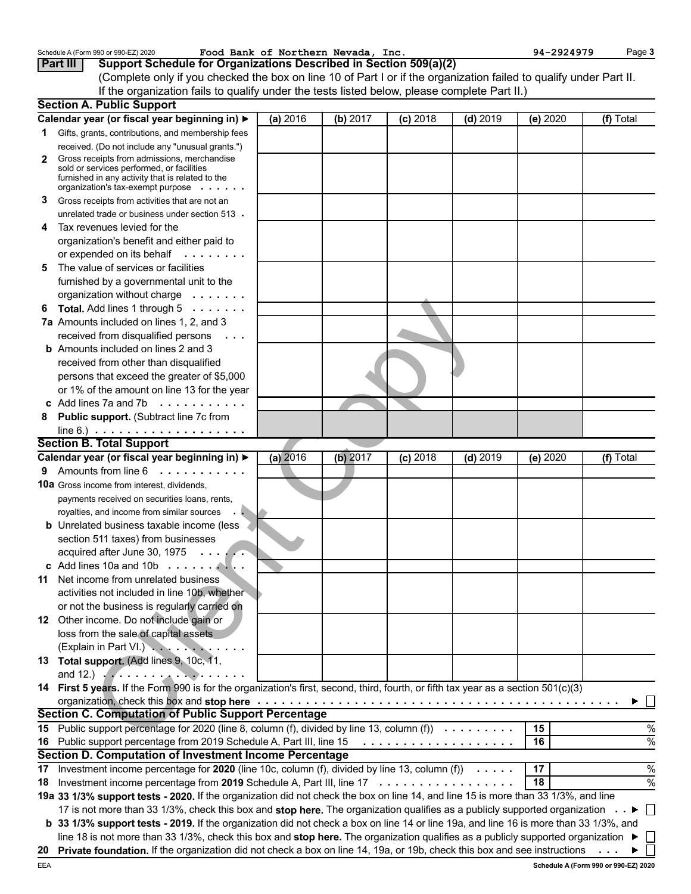Food Bank of Northern Nevada, Inc. 94-2924979

## Part III Support Schedule for Organizations Described in Section 509(a)(2)

(Complete only if you checked the box on line 10 of Part I or if the organization failed to qualify under Part II. If the organization fails to qualify under the tests listed below, please complete Part II.)

### Section A. Public Support

| Calendar year (or fiscal year beginning in) ► | (a) 2016 | (b) 2017 | (c) 2018 | (d) 2019 | (e) 2020 | (f) Total |
|---|---|---|---|---|---|---|
| **1** Gifts, grants, contributions, and membership fees received. (Do not include any "unusual grants.") | | | | | | |
| **2** Gross receipts from admissions, merchandise sold or services performed, or facilities furnished in any activity that is related to the organization's tax-exempt purpose | | | | | | |
| **3** Gross receipts from activities that are not an unrelated trade or business under section 513 | | | | | | |
| **4** Tax revenues levied for the organization's benefit and either paid to or expended on its behalf | | | | | | |
| **5** The value of services or facilities furnished by a governmental unit to the organization without charge | | | | | | |
| **6** **Total.** Add lines 1 through 5 | | | | | | |
| **7a** Amounts included on lines 1, 2, and 3 received from disqualified persons | | | | | | |
| **b** Amounts included on lines 2 and 3 received from other than disqualified persons that exceed the greater of $5,000 or 1% of the amount on line 13 for the year | | | | | | |
| **c** Add lines 7a and 7b | | | | | | |
| **8** **Public support.** (Subtract line 7c from line 6.) | | | | | | |

### Section B. Total Support

| Calendar year (or fiscal year beginning in) ► | (a) 2016 | (b) 2017 | (c) 2018 | (d) 2019 | (e) 2020 | (f) Total |
|---|---|---|---|---|---|---|
| **9** Amounts from line 6 | | | | | | |
| **10a** Gross income from interest, dividends, payments received on securities loans, rents, royalties, and income from similar sources | | | | | | |
| **b** Unrelated business taxable income (less section 511 taxes) from businesses acquired after June 30, 1975 | | | | | | |
| **c** Add lines 10a and 10b | | | | | | |
| **11** Net income from unrelated business activities not included in line 10b, whether or not the business is regularly carried on | | | | | | |
| **12** Other income. Do not include gain or loss from the sale of capital assets (Explain in Part VI.) | | | | | | |
| **13** **Total support.** (Add lines 9, 10c, 11, and 12.) | | | | | | |

**14** **First 5 years.** If the Form 990 is for the organization's first, second, third, fourth, or fifth tax year as a section 501(c)(3) organization, check this box and **stop here** ► ☐

### Section C. Computation of Public Support Percentage

| | | | |
|---|---|---|---|
| **15** | Public support percentage for 2020 (line 8, column (f), divided by line 13, column (f)) | 15 | % |
| **16** | Public support percentage from 2019 Schedule A, Part III, line 15 | 16 | % |

### Section D. Computation of Investment Income Percentage

| | | | |
|---|---|---|---|
| **17** | Investment income percentage for **2020** (line 10c, column (f), divided by line 13, column (f)) | 17 | % |
| **18** | Investment income percentage from **2019** Schedule A, Part III, line 17 | 18 | % |

**19a** **33 1/3% support tests - 2020.** If the organization did not check the box on line 14, and line 15 is more than 33 1/3%, and line 17 is not more than 33 1/3%, check this box and **stop here.** The organization qualifies as a publicly supported organization ► ☐

**b** **33 1/3% support tests - 2019.** If the organization did not check a box on line 14 or line 19a, and line 16 is more than 33 1/3%, and line 18 is not more than 33 1/3%, check this box and **stop here.** The organization qualifies as a publicly supported organization ► ☐

**20** **Private foundation.** If the organization did not check a box on line 14, 19a, or 19b, check this box and see instructions ► ☐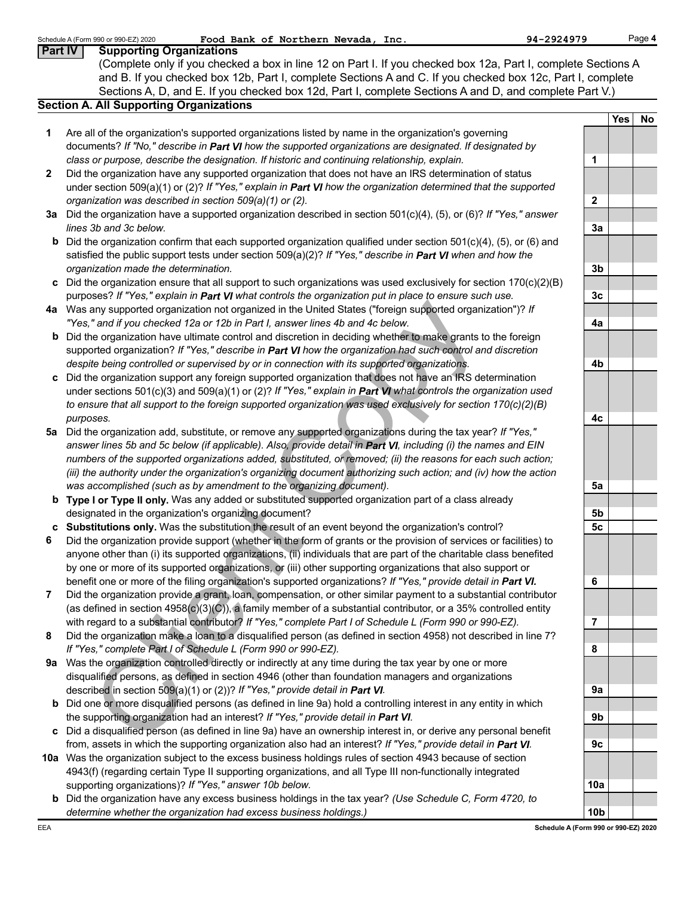Schedule A (Form 990 or 990-EZ) 2020 Food Bank of Northern Nevada, Inc. 94-2924979

## Part IV Supporting Organizations

(Complete only if you checked a box in line 12 on Part I. If you checked box 12a, Part I, complete Sections A and B. If you checked box 12b, Part I, complete Sections A and C. If you checked box 12c, Part I, complete Sections A, D, and E. If you checked box 12d, Part I, complete Sections A and D, and complete Part V.)

### Section A. All Supporting Organizations

| | | Line | Yes | No |
|---|---|---|---|---|
| **1** | Are all of the organization's supported organizations listed by name in the organization's governing documents? *If "No," describe in **Part VI** how the supported organizations are designated. If designated by class or purpose, describe the designation. If historic and continuing relationship, explain.* | 1 | | |
| **2** | Did the organization have any supported organization that does not have an IRS determination of status under section 509(a)(1) or (2)? *If "Yes," explain in **Part VI** how the organization determined that the supported organization was described in section 509(a)(1) or (2).* | 2 | | |
| **3a** | Did the organization have a supported organization described in section 501(c)(4), (5), or (6)? *If "Yes," answer lines 3b and 3c below.* | 3a | | |
| **b** | Did the organization confirm that each supported organization qualified under section 501(c)(4), (5), or (6) and satisfied the public support tests under section 509(a)(2)? *If "Yes," describe in **Part VI** when and how the organization made the determination.* | 3b | | |
| **c** | Did the organization ensure that all support to such organizations was used exclusively for section 170(c)(2)(B) purposes? *If "Yes," explain in **Part VI** what controls the organization put in place to ensure such use.* | 3c | | |
| **4a** | Was any supported organization not organized in the United States ("foreign supported organization")? *If "Yes," and if you checked 12a or 12b in Part I, answer lines 4b and 4c below.* | 4a | | |
| **b** | Did the organization have ultimate control and discretion in deciding whether to make grants to the foreign supported organization? *If "Yes," describe in **Part VI** how the organization had such control and discretion despite being controlled or supervised by or in connection with its supported organizations.* | 4b | | |
| **c** | Did the organization support any foreign supported organization that does not have an IRS determination under sections 501(c)(3) and 509(a)(1) or (2)? *If "Yes," explain in **Part VI** what controls the organization used to ensure that all support to the foreign supported organization was used exclusively for section 170(c)(2)(B) purposes.* | 4c | | |
| **5a** | Did the organization add, substitute, or remove any supported organizations during the tax year? *If "Yes," answer lines 5b and 5c below (if applicable). Also, provide detail in **Part VI**, including (i) the names and EIN numbers of the supported organizations added, substituted, or removed; (ii) the reasons for each such action; (iii) the authority under the organization's organizing document authorizing such action; and (iv) how the action was accomplished (such as by amendment to the organizing document).* | 5a | | |
| **b** | **Type I or Type II only.** Was any added or substituted supported organization part of a class already designated in the organization's organizing document? | 5b | | |
| **c** | **Substitutions only.** Was the substitution the result of an event beyond the organization's control? | 5c | | |
| **6** | Did the organization provide support (whether in the form of grants or the provision of services or facilities) to anyone other than (i) its supported organizations, (ii) individuals that are part of the charitable class benefited by one or more of its supported organizations, or (iii) other supporting organizations that also support or benefit one or more of the filing organization's supported organizations? *If "Yes," provide detail in **Part VI.*** | 6 | | |
| **7** | Did the organization provide a grant, loan, compensation, or other similar payment to a substantial contributor (as defined in section 4958(c)(3)(C)), a family member of a substantial contributor, or a 35% controlled entity with regard to a substantial contributor? *If "Yes," complete Part I of Schedule L (Form 990 or 990-EZ).* | 7 | | |
| **8** | Did the organization make a loan to a disqualified person (as defined in section 4958) not described in line 7? *If "Yes," complete Part I of Schedule L (Form 990 or 990-EZ).* | 8 | | |
| **9a** | Was the organization controlled directly or indirectly at any time during the tax year by one or more disqualified persons, as defined in section 4946 (other than foundation managers and organizations described in section 509(a)(1) or (2))? *If "Yes," provide detail in **Part VI**.* | 9a | | |
| **b** | Did one or more disqualified persons (as defined in line 9a) hold a controlling interest in any entity in which the supporting organization had an interest? *If "Yes," provide detail in **Part VI**.* | 9b | | |
| **c** | Did a disqualified person (as defined in line 9a) have an ownership interest in, or derive any personal benefit from, assets in which the supporting organization also had an interest? *If "Yes," provide detail in **Part VI**.* | 9c | | |
| **10a** | Was the organization subject to the excess business holdings rules of section 4943 because of section 4943(f) (regarding certain Type II supporting organizations, and all Type III non-functionally integrated supporting organizations)? *If "Yes," answer 10b below.* | 10a | | |
| **b** | Did the organization have any excess business holdings in the tax year? *(Use Schedule C, Form 4720, to determine whether the organization had excess business holdings.)* | 10b | | |

EEA Schedule A (Form 990 or 990-EZ) 2020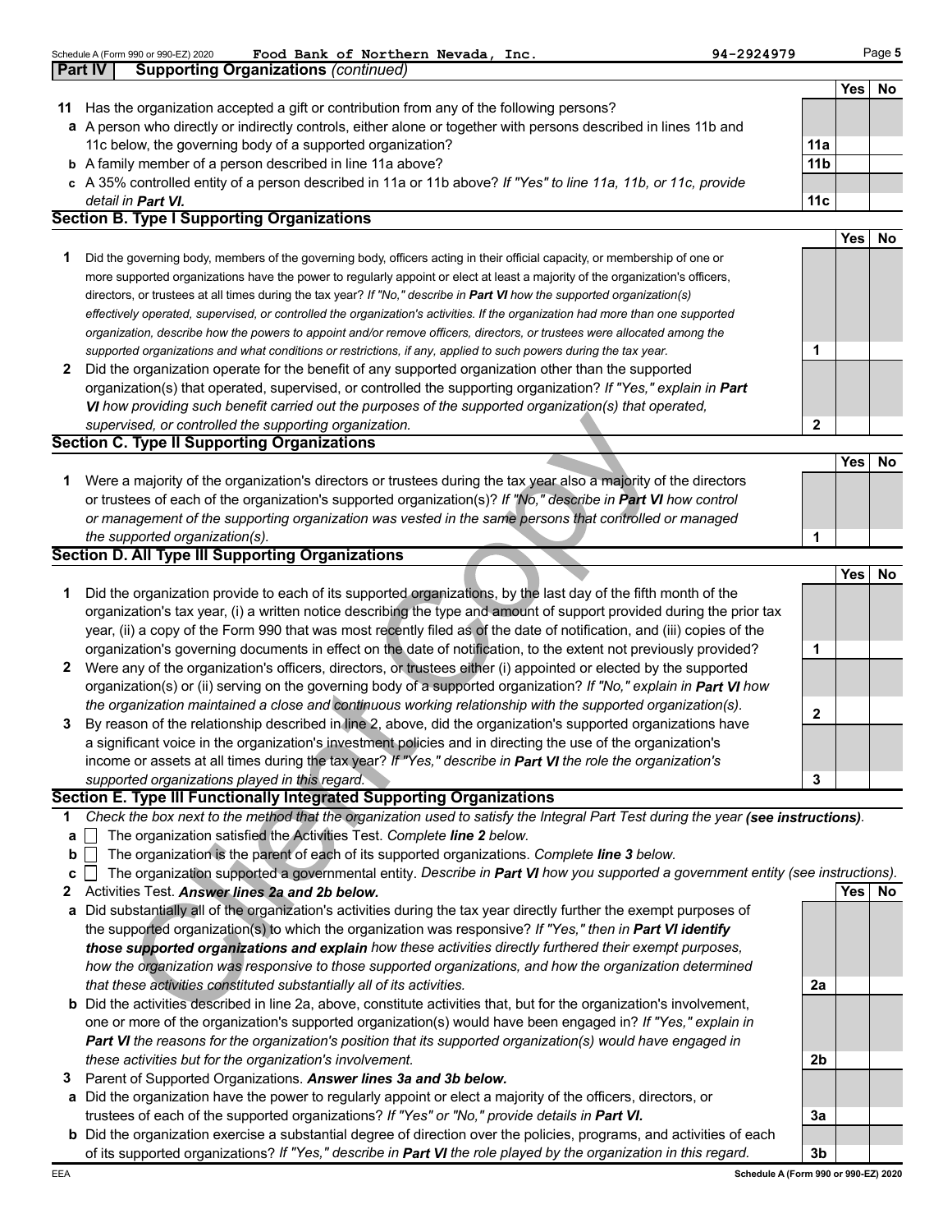Food Bank of Northern Nevada, Inc. 94-2924979

## Part IV Supporting Organizations *(continued)*

| | | | Yes | No |
|---|---|---|---|---|
| **11** | Has the organization accepted a gift or contribution from any of the following persons? | | | |
| **a** | A person who directly or indirectly controls, either alone or together with persons described in lines 11b and 11c below, the governing body of a supported organization? | 11a | | |
| **b** | A family member of a person described in line 11a above? | 11b | | |
| **c** | A 35% controlled entity of a person described in 11a or 11b above? *If "Yes" to line 11a, 11b, or 11c, provide detail in* ***Part VI.*** | 11c | | |

### Section B. Type I Supporting Organizations

| | | | Yes | No |
|---|---|---|---|---|
| **1** | Did the governing body, members of the governing body, officers acting in their official capacity, or membership of one or more supported organizations have the power to regularly appoint or elect at least a majority of the organization's officers, directors, or trustees at all times during the tax year? *If "No," describe in* ***Part VI*** *how the supported organization(s) effectively operated, supervised, or controlled the organization's activities. If the organization had more than one supported organization, describe how the powers to appoint and/or remove officers, directors, or trustees were allocated among the supported organizations and what conditions or restrictions, if any, applied to such powers during the tax year.* | 1 | | |
| **2** | Did the organization operate for the benefit of any supported organization other than the supported organization(s) that operated, supervised, or controlled the supporting organization? *If "Yes," explain in* ***Part VI*** *how providing such benefit carried out the purposes of the supported organization(s) that operated, supervised, or controlled the supporting organization.* | 2 | | |

### Section C. Type II Supporting Organizations

| | | | Yes | No |
|---|---|---|---|---|
| **1** | Were a majority of the organization's directors or trustees during the tax year also a majority of the directors or trustees of each of the organization's supported organization(s)? *If "No," describe in* ***Part VI*** *how control or management of the supporting organization was vested in the same persons that controlled or managed the supported organization(s).* | 1 | | |

### Section D. All Type III Supporting Organizations

| | | | Yes | No |
|---|---|---|---|---|
| **1** | Did the organization provide to each of its supported organizations, by the last day of the fifth month of the organization's tax year, (i) a written notice describing the type and amount of support provided during the prior tax year, (ii) a copy of the Form 990 that was most recently filed as of the date of notification, and (iii) copies of the organization's governing documents in effect on the date of notification, to the extent not previously provided? | 1 | | |
| **2** | Were any of the organization's officers, directors, or trustees either (i) appointed or elected by the supported organization(s) or (ii) serving on the governing body of a supported organization? *If "No," explain in* ***Part VI*** *how the organization maintained a close and continuous working relationship with the supported organization(s).* | 2 | | |
| **3** | By reason of the relationship described in line 2, above, did the organization's supported organizations have a significant voice in the organization's investment policies and in directing the use of the organization's income or assets at all times during the tax year? *If "Yes," describe in* ***Part VI*** *the role the organization's supported organizations played in this regard.* | 3 | | |

### Section E. Type III Functionally Integrated Supporting Organizations

**1** *Check the box next to the method that the organization used to satisfy the Integral Part Test during the year* ***(see instructions).***

**a** ☐ The organization satisfied the Activities Test. *Complete* ***line 2*** *below.*

**b** ☐ The organization is the parent of each of its supported organizations. *Complete* ***line 3*** *below.*

**c** ☐ The organization supported a governmental entity. *Describe in* ***Part VI*** *how you supported a government entity (see instructions).*

| | | | Yes | No |
|---|---|---|---|---|
| **2** | Activities Test. ***Answer lines 2a and 2b below.*** | | | |
| **a** | Did substantially all of the organization's activities during the tax year directly further the exempt purposes of the supported organization(s) to which the organization was responsive? *If "Yes," then in* ***Part VI identify those supported organizations and explain*** *how these activities directly furthered their exempt purposes, how the organization was responsive to those supported organizations, and how the organization determined that these activities constituted substantially all of its activities.* | 2a | | |
| **b** | Did the activities described in line 2a, above, constitute activities that, but for the organization's involvement, one or more of the organization's supported organization(s) would have been engaged in? *If "Yes," explain in* ***Part VI*** *the reasons for the organization's position that its supported organization(s) would have engaged in these activities but for the organization's involvement.* | 2b | | |
| **3** | Parent of Supported Organizations. ***Answer lines 3a and 3b below.*** | | | |
| **a** | Did the organization have the power to regularly appoint or elect a majority of the officers, directors, or trustees of each of the supported organizations? ***If "Yes" or "No," provide details in Part VI.*** | 3a | | |
| **b** | Did the organization exercise a substantial degree of direction over the policies, programs, and activities of each of its supported organizations? *If "Yes," describe in* ***Part VI*** *the role played by the organization in this regard.* | 3b | | |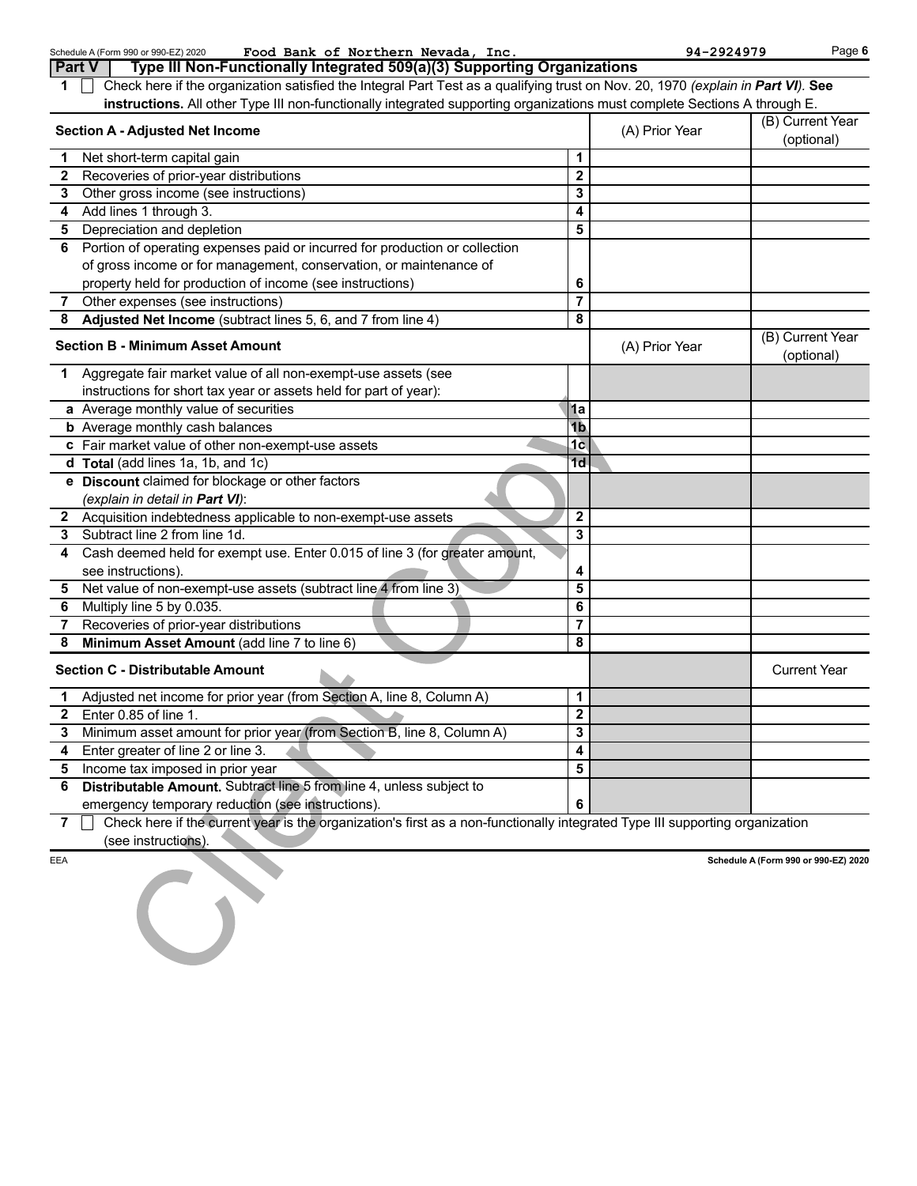Schedule A (Form 990 or 990-EZ) 2020 Food Bank of Northern Nevada, Inc. 94-2924979 Page 6

**Part V Type III Non-Functionally Integrated 509(a)(3) Supporting Organizations**

1 ☐ Check here if the organization satisfied the Integral Part Test as a qualifying trust on Nov. 20, 1970 *(explain in **Part VI**)*. **See instructions.** All other Type III non-functionally integrated supporting organizations must complete Sections A through E.

| **Section A - Adjusted Net Income** | | (A) Prior Year | (B) Current Year (optional) |
|---|---|---|---|
| **1** Net short-term capital gain | 1 | | |
| **2** Recoveries of prior-year distributions | 2 | | |
| **3** Other gross income (see instructions) | 3 | | |
| **4** Add lines 1 through 3. | 4 | | |
| **5** Depreciation and depletion | 5 | | |
| **6** Portion of operating expenses paid or incurred for production or collection of gross income or for management, conservation, or maintenance of property held for production of income (see instructions) | 6 | | |
| **7** Other expenses (see instructions) | 7 | | |
| **8** **Adjusted Net Income** (subtract lines 5, 6, and 7 from line 4) | 8 | | |

| **Section B - Minimum Asset Amount** | | (A) Prior Year | (B) Current Year (optional) |
|---|---|---|---|
| **1** Aggregate fair market value of all non-exempt-use assets (see instructions for short tax year or assets held for part of year): | | | |
| **a** Average monthly value of securities | 1a | | |
| **b** Average monthly cash balances | 1b | | |
| **c** Fair market value of other non-exempt-use assets | 1c | | |
| **d** **Total** (add lines 1a, 1b, and 1c) | 1d | | |
| **e** **Discount** claimed for blockage or other factors *(explain in detail in **Part VI**)*: | | | |
| **2** Acquisition indebtedness applicable to non-exempt-use assets | 2 | | |
| **3** Subtract line 2 from line 1d. | 3 | | |
| **4** Cash deemed held for exempt use. Enter 0.015 of line 3 (for greater amount, see instructions). | 4 | | |
| **5** Net value of non-exempt-use assets (subtract line 4 from line 3) | 5 | | |
| **6** Multiply line 5 by 0.035. | 6 | | |
| **7** Recoveries of prior-year distributions | 7 | | |
| **8** **Minimum Asset Amount** (add line 7 to line 6) | 8 | | |

| **Section C - Distributable Amount** | | | Current Year |
|---|---|---|---|
| **1** Adjusted net income for prior year (from Section A, line 8, Column A) | 1 | | |
| **2** Enter 0.85 of line 1. | 2 | | |
| **3** Minimum asset amount for prior year (from Section B, line 8, Column A) | 3 | | |
| **4** Enter greater of line 2 or line 3. | 4 | | |
| **5** Income tax imposed in prior year | 5 | | |
| **6** **Distributable Amount.** Subtract line 5 from line 4, unless subject to emergency temporary reduction (see instructions). | 6 | | |

7 ☐ Check here if the current year is the organization's first as a non-functionally integrated Type III supporting organization (see instructions).

EEA Schedule A (Form 990 or 990-EZ) 2020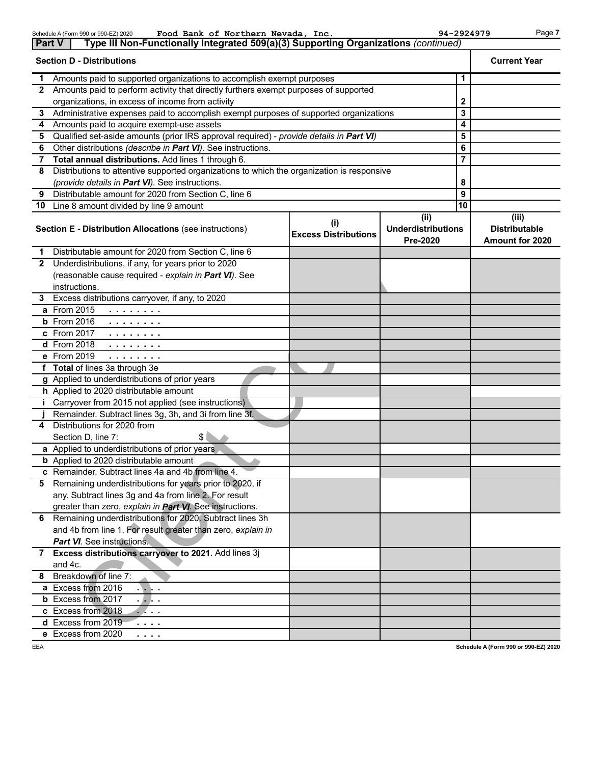## Part V Type III Non-Functionally Integrated 509(a)(3) Supporting Organizations *(continued)*

| Section D - Distributions | | Current Year |
|---|---|---|
| **1** Amounts paid to supported organizations to accomplish exempt purposes | 1 | |
| **2** Amounts paid to perform activity that directly furthers exempt purposes of supported organizations, in excess of income from activity | 2 | |
| **3** Administrative expenses paid to accomplish exempt purposes of supported organizations | 3 | |
| **4** Amounts paid to acquire exempt-use assets | 4 | |
| **5** Qualified set-aside amounts (prior IRS approval required) - *provide details in* ***Part VI*** | 5 | |
| **6** Other distributions *(describe in* ***Part VI****)*. See instructions. | 6 | |
| **7** **Total annual distributions.** Add lines 1 through 6. | 7 | |
| **8** Distributions to attentive supported organizations to which the organization is responsive *(provide details in* ***Part VI****)*. See instructions. | 8 | |
| **9** Distributable amount for 2020 from Section C, line 6 | 9 | |
| **10** Line 8 amount divided by line 9 amount | 10 | |

| Section E - Distribution Allocations (see instructions) | (i) Excess Distributions | (ii) Underdistributions Pre-2020 | (iii) Distributable Amount for 2020 |
|---|---|---|---|
| **1** Distributable amount for 2020 from Section C, line 6 | | | |
| **2** Underdistributions, if any, for years prior to 2020 (reasonable cause required - *explain in* ***Part VI****)*. See instructions. | | | |
| **3** Excess distributions carryover, if any, to 2020 | | | |
| **a** From 2015 | | | |
| **b** From 2016 | | | |
| **c** From 2017 | | | |
| **d** From 2018 | | | |
| **e** From 2019 | | | |
| **f** **Total** of lines 3a through 3e | | | |
| **g** Applied to underdistributions of prior years | | | |
| **h** Applied to 2020 distributable amount | | | |
| **i** Carryover from 2015 not applied (see instructions) | | | |
| **j** Remainder. Subtract lines 3g, 3h, and 3i from line 3f. | | | |
| **4** Distributions for 2020 from Section D, line 7: $ | | | |
| **a** Applied to underdistributions of prior years | | | |
| **b** Applied to 2020 distributable amount | | | |
| **c** Remainder. Subtract lines 4a and 4b from line 4. | | | |
| **5** Remaining underdistributions for years prior to 2020, if any. Subtract lines 3g and 4a from line 2. For result greater than zero, *explain in* ***Part VI***. See instructions. | | | |
| **6** Remaining underdistributions for 2020. Subtract lines 3h and 4b from line 1. For result greater than zero, *explain in* ***Part VI***. See instructions. | | | |
| **7** **Excess distributions carryover to 2021**. Add lines 3j and 4c. | | | |
| **8** Breakdown of line 7: | | | |
| **a** Excess from 2016 | | | |
| **b** Excess from 2017 | | | |
| **c** Excess from 2018 | | | |
| **d** Excess from 2019 | | | |
| **e** Excess from 2020 | | | |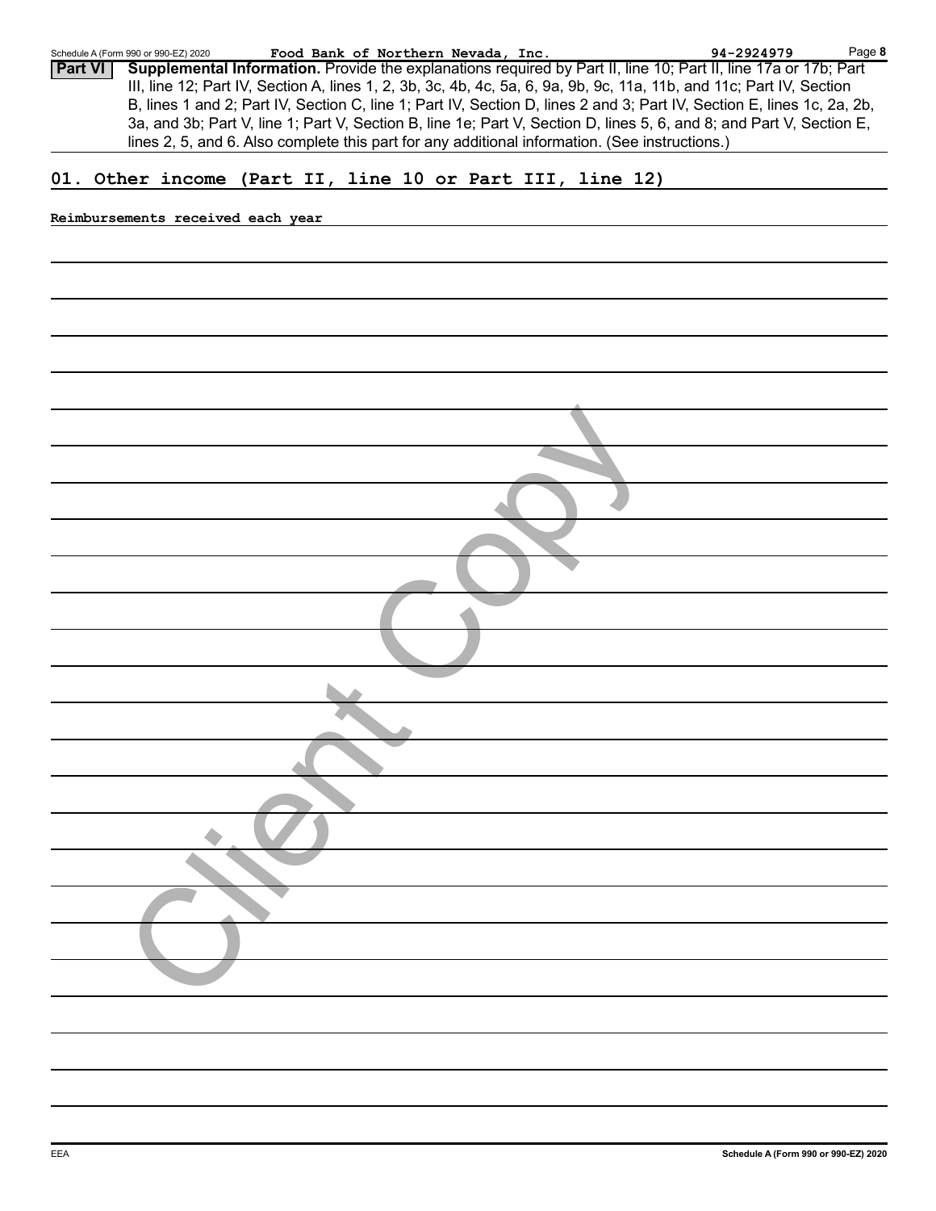Schedule A (Form 990 or 990-EZ) 2020 **Food Bank of Northern Nevada, Inc.** 94-2924979 Page **8**

**Part VI** **Supplemental Information.** Provide the explanations required by Part II, line 10; Part II, line 17a or 17b; Part III, line 12; Part IV, Section A, lines 1, 2, 3b, 3c, 4b, 4c, 5a, 6, 9a, 9b, 9c, 11a, 11b, and 11c; Part IV, Section B, lines 1 and 2; Part IV, Section C, line 1; Part IV, Section D, lines 2 and 3; Part IV, Section E, lines 1c, 2a, 2b, 3a, and 3b; Part V, line 1; Part V, Section B, line 1e; Part V, Section D, lines 5, 6, and 8; and Part V, Section E, lines 2, 5, and 6. Also complete this part for any additional information. (See instructions.)

## 01. Other income (Part II, line 10 or Part III, line 12)

Reimbursements received each year

EEA **Schedule A (Form 990 or 990-EZ) 2020**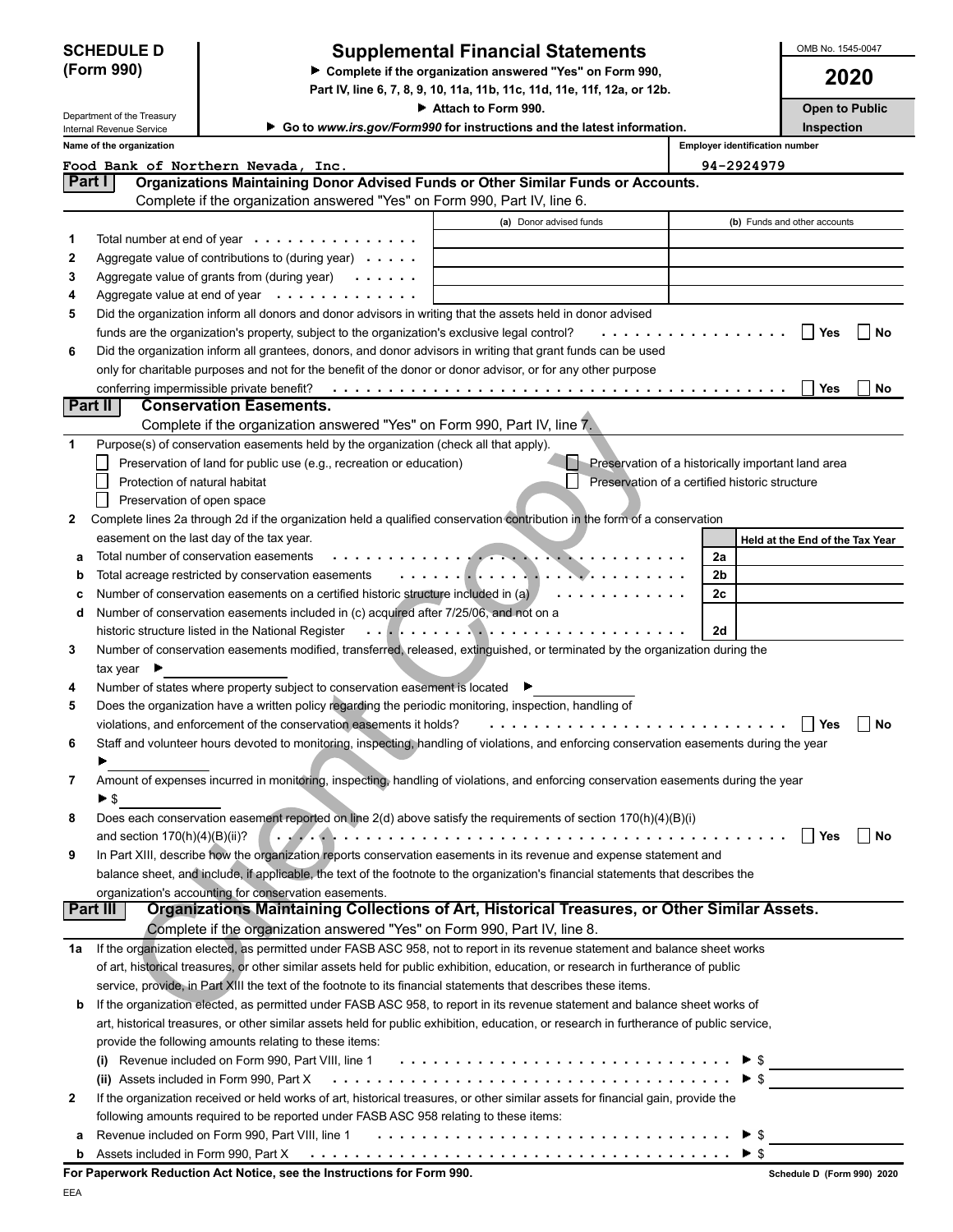**SCHEDULE D (Form 990)**

Department of the Treasury
Internal Revenue Service

# Supplemental Financial Statements

▶ Complete if the organization answered "Yes" on Form 990, Part IV, line 6, 7, 8, 9, 10, 11a, 11b, 11c, 11d, 11e, 11f, 12a, or 12b.
▶ Attach to Form 990.
▶ Go to *www.irs.gov/Form990* for instructions and the latest information.

OMB No. 1545-0047

**2020**

**Open to Public Inspection**

**Name of the organization:** Food Bank of Northern Nevada, Inc.

**Employer identification number:** 94-2924979

## Part I Organizations Maintaining Donor Advised Funds or Other Similar Funds or Accounts.

Complete if the organization answered "Yes" on Form 990, Part IV, line 6.

| | | (a) Donor advised funds | (b) Funds and other accounts |
|---|---|---|---|
| 1 | Total number at end of year | | |
| 2 | Aggregate value of contributions to (during year) | | |
| 3 | Aggregate value of grants from (during year) | | |
| 4 | Aggregate value at end of year | | |

5 Did the organization inform all donors and donor advisors in writing that the assets held in donor advised funds are the organization's property, subject to the organization's exclusive legal control? ☐ Yes ☐ No

6 Did the organization inform all grantees, donors, and donor advisors in writing that grant funds can be used only for charitable purposes and not for the benefit of the donor or donor advisor, or for any other purpose conferring impermissible private benefit? ☐ Yes ☐ No

## Part II Conservation Easements.

Complete if the organization answered "Yes" on Form 990, Part IV, line 7.

1 Purpose(s) of conservation easements held by the organization (check all that apply).

- ☐ Preservation of land for public use (e.g., recreation or education)
- ☐ Protection of natural habitat
- ☐ Preservation of open space
- ☐ Preservation of a historically important land area
- ☐ Preservation of a certified historic structure

2 Complete lines 2a through 2d if the organization held a qualified conservation contribution in the form of a conservation easement on the last day of the tax year.

| | | | Held at the End of the Tax Year |
|---|---|---|---|
| a | Total number of conservation easements | 2a | |
| b | Total acreage restricted by conservation easements | 2b | |
| c | Number of conservation easements on a certified historic structure included in (a) | 2c | |
| d | Number of conservation easements included in (c) acquired after 7/25/06, and not on a historic structure listed in the National Register | 2d | |

3 Number of conservation easements modified, transferred, released, extinguished, or terminated by the organization during the tax year ▶

4 Number of states where property subject to conservation easement is located ▶

5 Does the organization have a written policy regarding the periodic monitoring, inspection, handling of violations, and enforcement of the conservation easements it holds? ☐ Yes ☐ No

6 Staff and volunteer hours devoted to monitoring, inspecting, handling of violations, and enforcing conservation easements during the year ▶

7 Amount of expenses incurred in monitoring, inspecting, handling of violations, and enforcing conservation easements during the year ▶ $

8 Does each conservation easement reported on line 2(d) above satisfy the requirements of section 170(h)(4)(B)(i) and section 170(h)(4)(B)(ii)? ☐ Yes ☐ No

9 In Part XIII, describe how the organization reports conservation easements in its revenue and expense statement and balance sheet, and include, if applicable, the text of the footnote to the organization's financial statements that describes the organization's accounting for conservation easements.

## Part III Organizations Maintaining Collections of Art, Historical Treasures, or Other Similar Assets.

Complete if the organization answered "Yes" on Form 990, Part IV, line 8.

1a If the organization elected, as permitted under FASB ASC 958, not to report in its revenue statement and balance sheet works of art, historical treasures, or other similar assets held for public exhibition, education, or research in furtherance of public service, provide, in Part XIII the text of the footnote to its financial statements that describes these items.

b If the organization elected, as permitted under FASB ASC 958, to report in its revenue statement and balance sheet works of art, historical treasures, or other similar assets held for public exhibition, education, or research in furtherance of public service, provide the following amounts relating to these items:

(i) Revenue included on Form 990, Part VIII, line 1 ▶ $

(ii) Assets included in Form 990, Part X ▶ $

2 If the organization received or held works of art, historical treasures, or other similar assets for financial gain, provide the following amounts required to be reported under FASB ASC 958 relating to these items:

a Revenue included on Form 990, Part VIII, line 1 ▶ $

b Assets included in Form 990, Part X ▶ $

**For Paperwork Reduction Act Notice, see the Instructions for Form 990.**

Schedule D (Form 990) 2020

EEA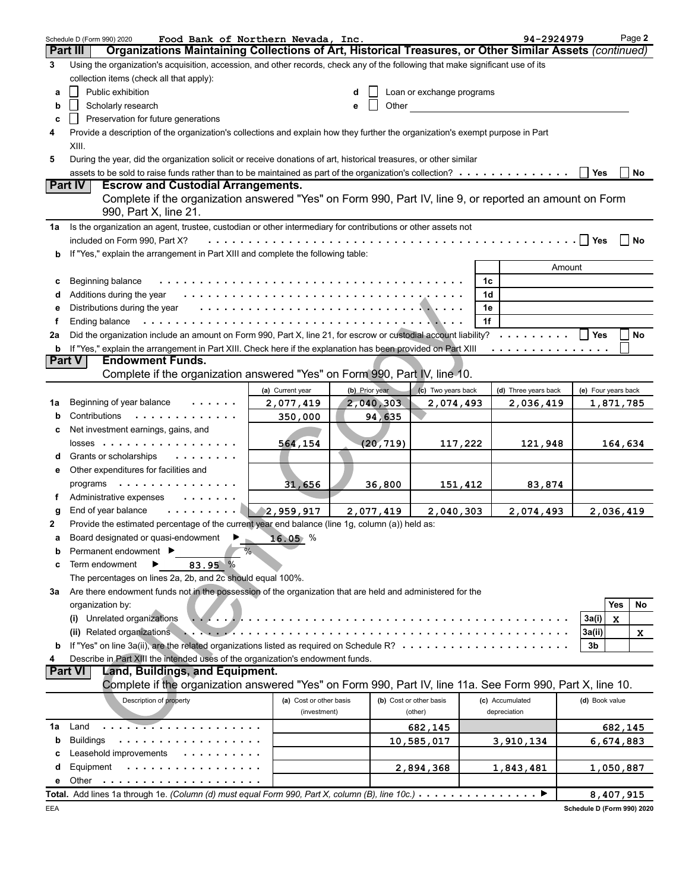Schedule D (Form 990) 2020 **Food Bank of Northern Nevada, Inc.** **94-2924979** Page **2**

## Part III Organizations Maintaining Collections of Art, Historical Treasures, or Other Similar Assets *(continued)*

**3** Using the organization's acquisition, accession, and other records, check any of the following that make significant use of its collection items (check all that apply):

- **a** ☐ Public exhibition
- **b** ☐ Scholarly research
- **c** ☐ Preservation for future generations
- **d** ☐ Loan or exchange programs
- **e** ☐ Other

**4** Provide a description of the organization's collections and explain how they further the organization's exempt purpose in Part XIII.

**5** During the year, did the organization solicit or receive donations of art, historical treasures, or other similar assets to be sold to raise funds rather than to be maintained as part of the organization's collection? ☐ Yes ☐ No

## Part IV Escrow and Custodial Arrangements.

Complete if the organization answered "Yes" on Form 990, Part IV, line 9, or reported an amount on Form 990, Part X, line 21.

**1a** Is the organization an agent, trustee, custodian or other intermediary for contributions or other assets not included on Form 990, Part X? ☐ Yes ☐ No

**b** If "Yes," explain the arrangement in Part XIII and complete the following table:

| | | | Amount |
|---|---|---|---|
| **c** | Beginning balance | 1c | |
| **d** | Additions during the year | 1d | |
| **e** | Distributions during the year | 1e | |
| **f** | Ending balance | 1f | |

**2a** Did the organization include an amount on Form 990, Part X, line 21, for escrow or custodial account liability? ☐ Yes ☐ No

**b** If "Yes," explain the arrangement in Part XIII. Check here if the explanation has been provided on Part XIII ☐

## Part V Endowment Funds.

Complete if the organization answered "Yes" on Form 990, Part IV, line 10.

| | | (a) Current year | (b) Prior year | (c) Two years back | (d) Three years back | (e) Four years back |
|---|---|---|---|---|---|---|
| **1a** | Beginning of year balance | 2,077,419 | 2,040,303 | 2,074,493 | 2,036,419 | 1,871,785 |
| **b** | Contributions | 350,000 | 94,635 | | | |
| **c** | Net investment earnings, gains, and losses | 564,154 | (20,719) | 117,222 | 121,948 | 164,634 |
| **d** | Grants or scholarships | | | | | |
| **e** | Other expenditures for facilities and programs | 31,656 | 36,800 | 151,412 | 83,874 | |
| **f** | Administrative expenses | | | | | |
| **g** | End of year balance | 2,959,917 | 2,077,419 | 2,040,303 | 2,074,493 | 2,036,419 |

**2** Provide the estimated percentage of the current year end balance (line 1g, column (a)) held as:

- **a** Board designated or quasi-endowment ▶ 16.05 %
- **b** Permanent endowment ▶ %
- **c** Term endowment ▶ 83.95 %

The percentages on lines 2a, 2b, and 2c should equal 100%.

**3a** Are there endowment funds not in the possession of the organization that are held and administered for the organization by:

| | | | Yes | No |
|---|---|---|---|---|
| | (i) Unrelated organizations | 3a(i) | X | |
| | (ii) Related organizations | 3a(ii) | | X |
| **b** | If "Yes" on line 3a(ii), are the related organizations listed as required on Schedule R? | 3b | | |

**4** Describe in Part XIII the intended uses of the organization's endowment funds.

## Part VI Land, Buildings, and Equipment.

Complete if the organization answered "Yes" on Form 990, Part IV, line 11a. See Form 990, Part X, line 10.

| | Description of property | (a) Cost or other basis (investment) | (b) Cost or other basis (other) | (c) Accumulated depreciation | (d) Book value |
|---|---|---|---|---|---|
| **1a** | Land | | 682,145 | | 682,145 |
| **b** | Buildings | | 10,585,017 | 3,910,134 | 6,674,883 |
| **c** | Leasehold improvements | | | | |
| **d** | Equipment | | 2,894,368 | 1,843,481 | 1,050,887 |
| **e** | Other | | | | |

**Total.** Add lines 1a through 1e. *(Column (d) must equal Form 990, Part X, column (B), line 10c.)* ▶ **8,407,915**

EEA **Schedule D (Form 990) 2020**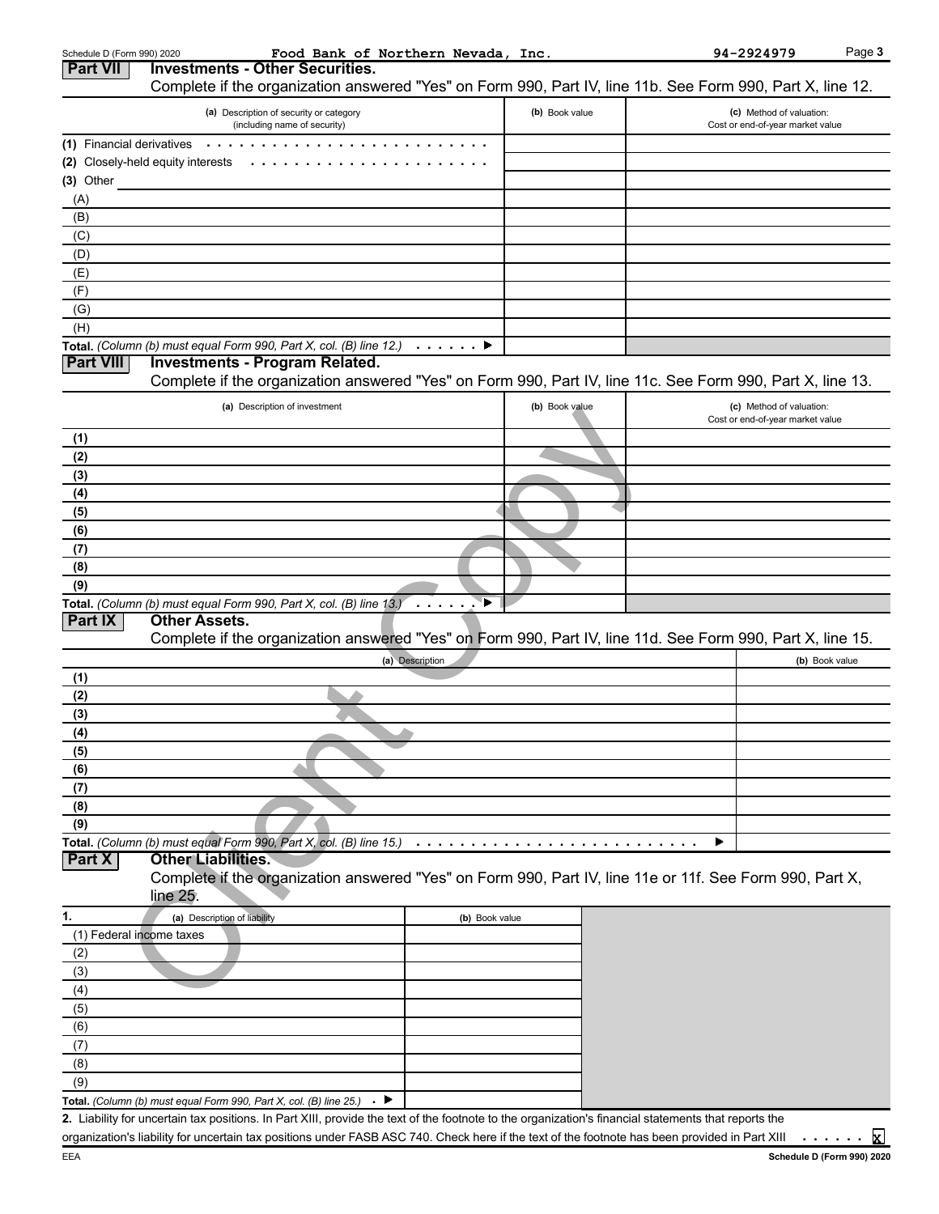Schedule D (Form 990) 2020 Food Bank of Northern Nevada, Inc. 94-2924979 Page 3

## Part VII Investments - Other Securities.

Complete if the organization answered "Yes" on Form 990, Part IV, line 11b. See Form 990, Part X, line 12.

| (a) Description of security or category (including name of security) | (b) Book value | (c) Method of valuation: Cost or end-of-year market value |
|---|---|---|
| (1) Financial derivatives | | |
| (2) Closely-held equity interests | | |
| (3) Other | | |
| (A) | | |
| (B) | | |
| (C) | | |
| (D) | | |
| (E) | | |
| (F) | | |
| (G) | | |
| (H) | | |
| **Total.** *(Column (b) must equal Form 990, Part X, col. (B) line 12.)* ▶ | | |

## Part VIII Investments - Program Related.

Complete if the organization answered "Yes" on Form 990, Part IV, line 11c. See Form 990, Part X, line 13.

| (a) Description of investment | (b) Book value | (c) Method of valuation: Cost or end-of-year market value |
|---|---|---|
| (1) | | |
| (2) | | |
| (3) | | |
| (4) | | |
| (5) | | |
| (6) | | |
| (7) | | |
| (8) | | |
| (9) | | |
| **Total.** *(Column (b) must equal Form 990, Part X, col. (B) line 13.)* ▶ | | |

## Part IX Other Assets.

Complete if the organization answered "Yes" on Form 990, Part IV, line 11d. See Form 990, Part X, line 15.

| (a) Description | (b) Book value |
|---|---|
| (1) | |
| (2) | |
| (3) | |
| (4) | |
| (5) | |
| (6) | |
| (7) | |
| (8) | |
| (9) | |
| **Total.** *(Column (b) must equal Form 990, Part X, col. (B) line 15.)* ▶ | |

## Part X Other Liabilities.

Complete if the organization answered "Yes" on Form 990, Part IV, line 11e or 11f. See Form 990, Part X, line 25.

| 1. (a) Description of liability | (b) Book value |
|---|---|
| (1) Federal income taxes | |
| (2) | |
| (3) | |
| (4) | |
| (5) | |
| (6) | |
| (7) | |
| (8) | |
| (9) | |
| **Total.** *(Column (b) must equal Form 990, Part X, col. (B) line 25.)* ▶ | |

**2.** Liability for uncertain tax positions. In Part XIII, provide the text of the footnote to the organization's financial statements that reports the organization's liability for uncertain tax positions under FASB ASC 740. Check here if the text of the footnote has been provided in Part XIII ☒

EEA

Schedule D (Form 990) 2020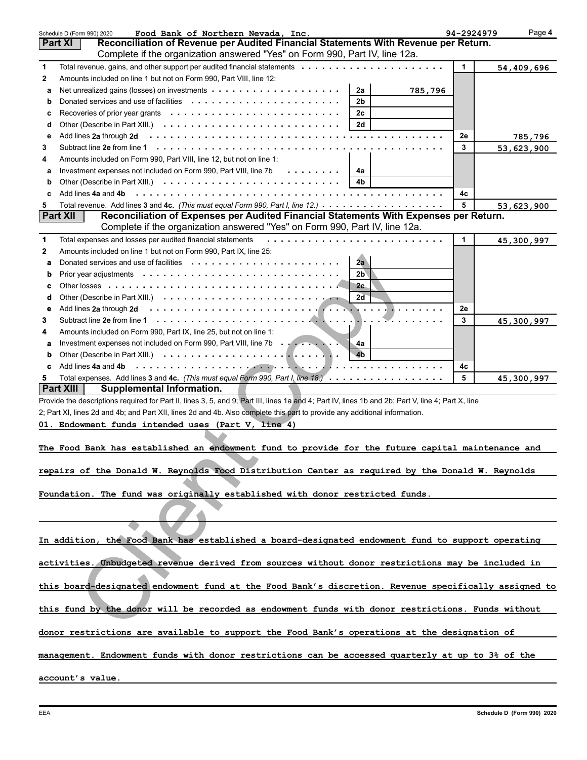Schedule D (Form 990) 2020 Food Bank of Northern Nevada, Inc. 94-2924979

## Part XI Reconciliation of Revenue per Audited Financial Statements With Revenue per Return.

Complete if the organization answered "Yes" on Form 990, Part IV, line 12a.

| | | | | | |
|---|---|---|---|---|---|
| 1 | Total revenue, gains, and other support per audited financial statements | | | 1 | 54,409,696 |
| 2 | Amounts included on line 1 but not on Form 990, Part VIII, line 12: | | | | |
| a | Net unrealized gains (losses) on investments | 2a | 785,796 | | |
| b | Donated services and use of facilities | 2b | | | |
| c | Recoveries of prior year grants | 2c | | | |
| d | Other (Describe in Part XIII.) | 2d | | | |
| e | Add lines 2a through 2d | | | 2e | 785,796 |
| 3 | Subtract line 2e from line 1 | | | 3 | 53,623,900 |
| 4 | Amounts included on Form 990, Part VIII, line 12, but not on line 1: | | | | |
| a | Investment expenses not included on Form 990, Part VIII, line 7b | 4a | | | |
| b | Other (Describe in Part XIII.) | 4b | | | |
| c | Add lines 4a and 4b | | | 4c | |
| 5 | Total revenue. Add lines 3 and 4c. *(This must equal Form 990, Part I, line 12.)* | | | 5 | 53,623,900 |

## Part XII Reconciliation of Expenses per Audited Financial Statements With Expenses per Return.

Complete if the organization answered "Yes" on Form 990, Part IV, line 12a.

| | | | | | |
|---|---|---|---|---|---|
| 1 | Total expenses and losses per audited financial statements | | | 1 | 45,300,997 |
| 2 | Amounts included on line 1 but not on Form 990, Part IX, line 25: | | | | |
| a | Donated services and use of facilities | 2a | | | |
| b | Prior year adjustments | 2b | | | |
| c | Other losses | 2c | | | |
| d | Other (Describe in Part XIII.) | 2d | | | |
| e | Add lines 2a through 2d | | | 2e | |
| 3 | Subtract line 2e from line 1 | | | 3 | 45,300,997 |
| 4 | Amounts included on Form 990, Part IX, line 25, but not on line 1: | | | | |
| a | Investment expenses not included on Form 990, Part VIII, line 7b | 4a | | | |
| b | Other (Describe in Part XIII.) | 4b | | | |
| c | Add lines 4a and 4b | | | 4c | |
| 5 | Total expenses. Add lines 3 and 4c. *(This must equal Form 990, Part I, line 18.)* | | | 5 | 45,300,997 |

## Part XIII Supplemental Information.

Provide the descriptions required for Part II, lines 3, 5, and 9; Part III, lines 1a and 4; Part IV, lines 1b and 2b; Part V, line 4; Part X, line 2; Part XI, lines 2d and 4b; and Part XII, lines 2d and 4b. Also complete this part to provide any additional information.

01. Endowment funds intended uses (Part V, line 4)

The Food Bank has established an endowment fund to provide for the future capital maintenance and repairs of the Donald W. Reynolds Food Distribution Center as required by the Donald W. Reynolds Foundation. The fund was originally established with donor restricted funds.

In addition, the Food Bank has established a board-designated endowment fund to support operating activities. Unbudgeted revenue derived from sources without donor restrictions may be included in this board-designated endowment fund at the Food Bank's discretion. Revenue specifically assigned to this fund by the donor will be recorded as endowment funds with donor restrictions. Funds without donor restrictions are available to support the Food Bank's operations at the designation of management. Endowment funds with donor restrictions can be accessed quarterly at up to 3% of the account's value.

Schedule D (Form 990) 2020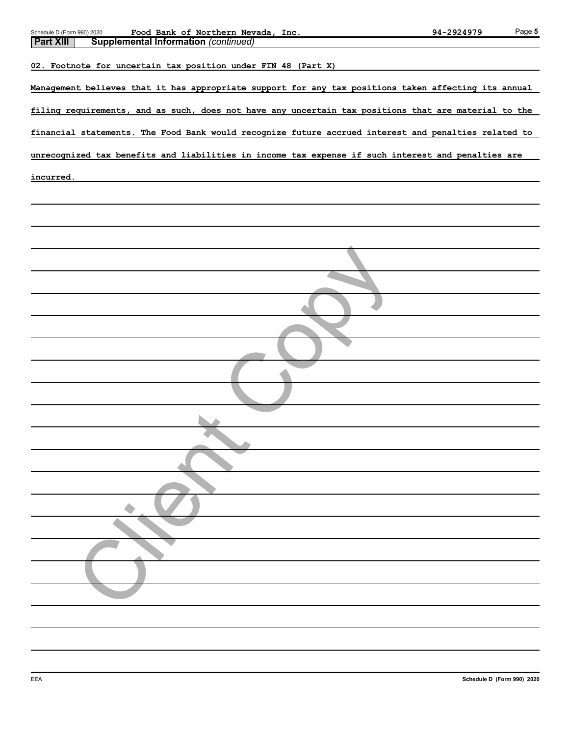**Part XIII** **Supplemental Information** *(continued)*

02. Footnote for uncertain tax position under FIN 48 (Part X)

Management believes that it has appropriate support for any tax positions taken affecting its annual filing requirements, and as such, does not have any uncertain tax positions that are material to the financial statements. The Food Bank would recognize future accrued interest and penalties related to unrecognized tax benefits and liabilities in income tax expense if such interest and penalties are incurred.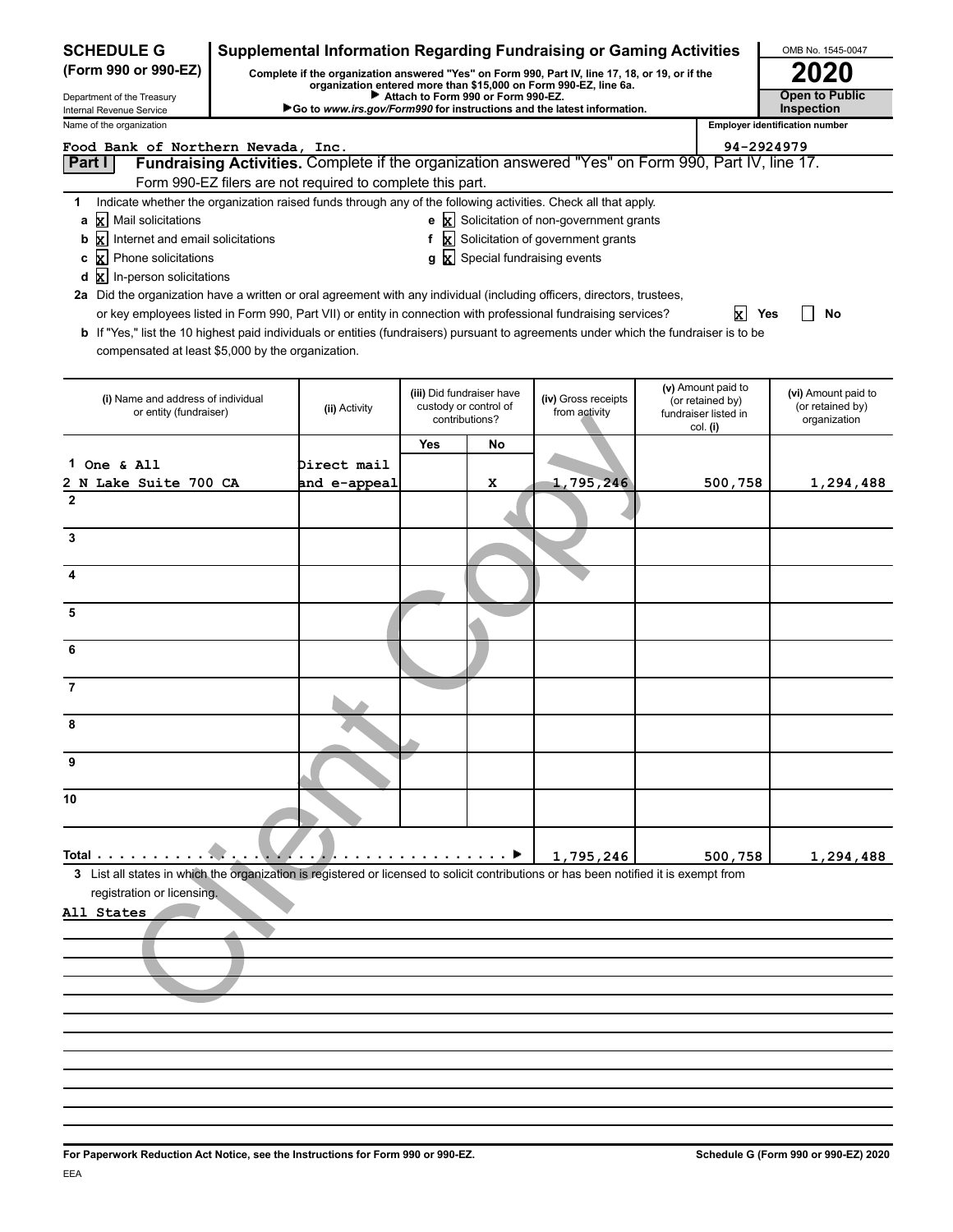# SCHEDULE G (Form 990 or 990-EZ)

Department of the Treasury
Internal Revenue Service

## Supplemental Information Regarding Fundraising or Gaming Activities

**Complete if the organization answered "Yes" on Form 990, Part IV, line 17, 18, or 19, or if the organization entered more than $15,000 on Form 990-EZ, line 6a.**
**▶ Attach to Form 990 or Form 990-EZ.**
**▶ Go to www.irs.gov/Form990 for instructions and the latest information.**

OMB No. 1545-0047
**2020**
**Open to Public Inspection**

Name of the organization: Food Bank of Northern Nevada, Inc.
Employer identification number: 94-2924979

**Part I** **Fundraising Activities.** Complete if the organization answered "Yes" on Form 990, Part IV, line 17. Form 990-EZ filers are not required to complete this part.

1 Indicate whether the organization raised funds through any of the following activities. Check all that apply.

- a [X] Mail solicitations
- b [X] Internet and email solicitations
- c [X] Phone solicitations
- d [X] In-person solicitations
- e [X] Solicitation of non-government grants
- f [X] Solicitation of government grants
- g [X] Special fundraising events

2a Did the organization have a written or oral agreement with any individual (including officers, directors, trustees, or key employees listed in Form 990, Part VII) or entity in connection with professional fundraising services? [X] Yes [ ] No

b If "Yes," list the 10 highest paid individuals or entities (fundraisers) pursuant to agreements under which the fundraiser is to be compensated at least $5,000 by the organization.

| (i) Name and address of individual or entity (fundraiser) | (ii) Activity | (iii) Did fundraiser have custody or control of contributions? Yes | No | (iv) Gross receipts from activity | (v) Amount paid to (or retained by) fundraiser listed in col. (i) | (vi) Amount paid to (or retained by) organization |
|---|---|---|---|---|---|---|
| 1 One & All 2 N Lake Suite 700 CA | Direct mail and e-appeal | | X | 1,795,246 | 500,758 | 1,294,488 |
| 2 | | | | | | |
| 3 | | | | | | |
| 4 | | | | | | |
| 5 | | | | | | |
| 6 | | | | | | |
| 7 | | | | | | |
| 8 | | | | | | |
| 9 | | | | | | |
| 10 | | | | | | |
| **Total** ▶ | | | | 1,795,246 | 500,758 | 1,294,488 |

3 List all states in which the organization is registered or licensed to solicit contributions or has been notified it is exempt from registration or licensing.

All States

**For Paperwork Reduction Act Notice, see the Instructions for Form 990 or 990-EZ.** **Schedule G (Form 990 or 990-EZ) 2020**

EEA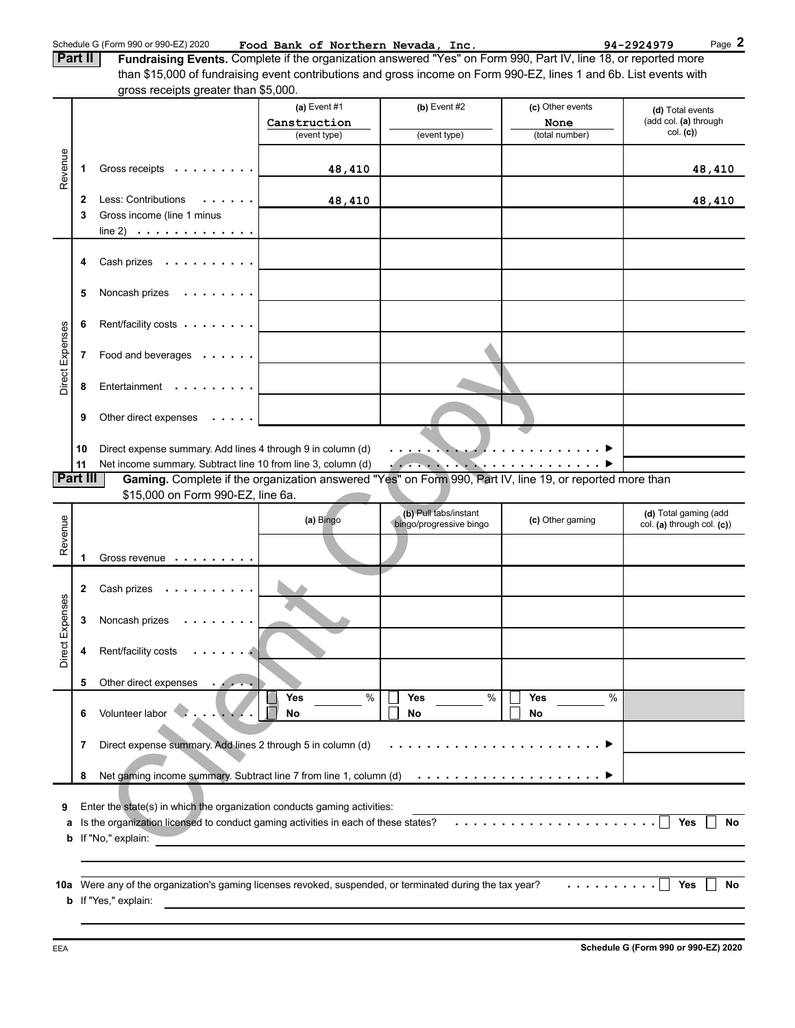Schedule G (Form 990 or 990-EZ) 2020 **Food Bank of Northern Nevada, Inc.** **94-2924979** Page **2**

**Part II** **Fundraising Events.** Complete if the organization answered "Yes" on Form 990, Part IV, line 18, or reported more than $15,000 of fundraising event contributions and gross income on Form 990-EZ, lines 1 and 6b. List events with gross receipts greater than $5,000.

| | | (a) Event #1 Canstruction (event type) | (b) Event #2 (event type) | (c) Other events None (total number) | (d) Total events (add col. (a) through col. (c)) |
|---|---|---|---|---|---|
| Revenue | 1 Gross receipts | 48,410 | | | 48,410 |
| | 2 Less: Contributions | 48,410 | | | 48,410 |
| | 3 Gross income (line 1 minus line 2) | | | | |
| Direct Expenses | 4 Cash prizes | | | | |
| | 5 Noncash prizes | | | | |
| | 6 Rent/facility costs | | | | |
| | 7 Food and beverages | | | | |
| | 8 Entertainment | | | | |
| | 9 Other direct expenses | | | | |
| | 10 Direct expense summary. Add lines 4 through 9 in column (d) | | | ▶ | |
| | 11 Net income summary. Subtract line 10 from line 3, column (d) | | | ▶ | |

**Part III** **Gaming.** Complete if the organization answered "Yes" on Form 990, Part IV, line 19, or reported more than $15,000 on Form 990-EZ, line 6a.

| | | (a) Bingo | (b) Pull tabs/instant bingo/progressive bingo | (c) Other gaming | (d) Total gaming (add col. (a) through col. (c)) |
|---|---|---|---|---|---|
| Revenue | 1 Gross revenue | | | | |
| Direct Expenses | 2 Cash prizes | | | | |
| | 3 Noncash prizes | | | | |
| | 4 Rent/facility costs | | | | |
| | 5 Other direct expenses | | | | |
| | 6 Volunteer labor | ☐ Yes ____ % ☐ No | ☐ Yes ____ % ☐ No | ☐ Yes ____ % ☐ No | |
| | 7 Direct expense summary. Add lines 2 through 5 in column (d) | | | ▶ | |
| | 8 Net gaming income summary. Subtract line 7 from line 1, column (d) | | | ▶ | |

**9** Enter the state(s) in which the organization conducts gaming activities:

**a** Is the organization licensed to conduct gaming activities in each of these states? ☐ Yes ☐ No

**b** If "No," explain:

**10a** Were any of the organization's gaming licenses revoked, suspended, or terminated during the tax year? ☐ Yes ☐ No

**b** If "Yes," explain:

EEA **Schedule G (Form 990 or 990-EZ) 2020**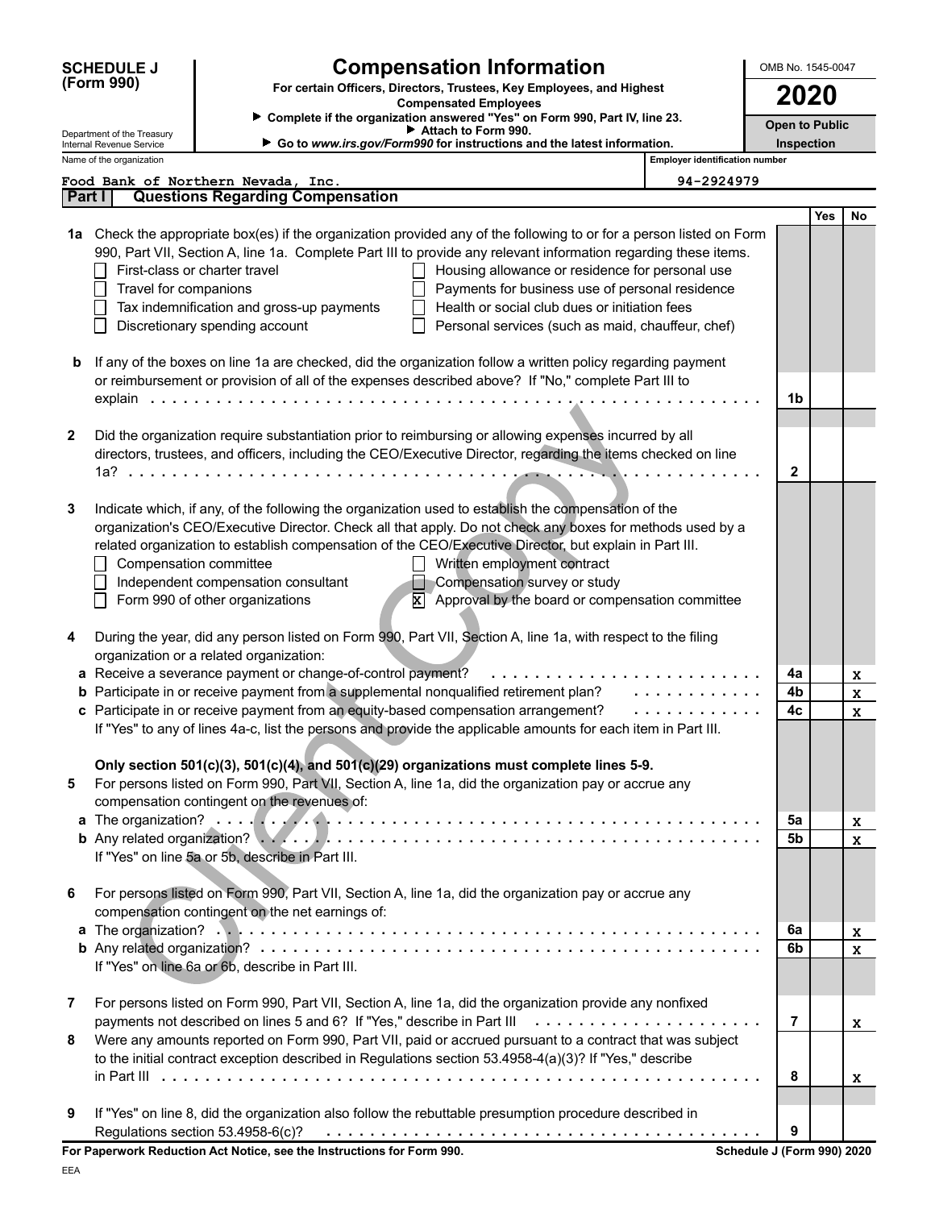**SCHEDULE J (Form 990)**

Department of the Treasury
Internal Revenue Service

# Compensation Information

**For certain Officers, Directors, Trustees, Key Employees, and Highest Compensated Employees**

▶ Complete if the organization answered "Yes" on Form 990, Part IV, line 23.
▶ Attach to Form 990.
▶ Go to *www.irs.gov/Form990* for instructions and the latest information.

OMB No. 1545-0047

**2020**

**Open to Public Inspection**

Name of the organization: Food Bank of Northern Nevada, Inc.

Employer identification number: 94-2924979

## Part I Questions Regarding Compensation

| | | | Yes | No |
|---|---|---|---|---|
| **1a** | Check the appropriate box(es) if the organization provided any of the following to or for a person listed on Form 990, Part VII, Section A, line 1a. Complete Part III to provide any relevant information regarding these items.<br>☐ First-class or charter travel ☐ Housing allowance or residence for personal use<br>☐ Travel for companions ☐ Payments for business use of personal residence<br>☐ Tax indemnification and gross-up payments ☐ Health or social club dues or initiation fees<br>☐ Discretionary spending account ☐ Personal services (such as maid, chauffeur, chef) | | | |
| **b** | If any of the boxes on line 1a are checked, did the organization follow a written policy regarding payment or reimbursement or provision of all of the expenses described above? If "No," complete Part III to explain | 1b | | |
| **2** | Did the organization require substantiation prior to reimbursing or allowing expenses incurred by all directors, trustees, and officers, including the CEO/Executive Director, regarding the items checked on line 1a? | 2 | | |
| **3** | Indicate which, if any, of the following the organization used to establish the compensation of the organization's CEO/Executive Director. Check all that apply. Do not check any boxes for methods used by a related organization to establish compensation of the CEO/Executive Director, but explain in Part III.<br>☐ Compensation committee ☐ Written employment contract<br>☐ Independent compensation consultant ☐ Compensation survey or study<br>☐ Form 990 of other organizations ☒ Approval by the board or compensation committee | | | |
| **4** | During the year, did any person listed on Form 990, Part VII, Section A, line 1a, with respect to the filing organization or a related organization: | | | |
| **a** | Receive a severance payment or change-of-control payment? | 4a | | X |
| **b** | Participate in or receive payment from a supplemental nonqualified retirement plan? | 4b | | X |
| **c** | Participate in or receive payment from an equity-based compensation arrangement?<br>If "Yes" to any of lines 4a-c, list the persons and provide the applicable amounts for each item in Part III. | 4c | | X |
| | **Only section 501(c)(3), 501(c)(4), and 501(c)(29) organizations must complete lines 5-9.** | | | |
| **5** | For persons listed on Form 990, Part VII, Section A, line 1a, did the organization pay or accrue any compensation contingent on the revenues of: | | | |
| **a** | The organization? | 5a | | X |
| **b** | Any related organization?<br>If "Yes" on line 5a or 5b, describe in Part III. | 5b | | X |
| **6** | For persons listed on Form 990, Part VII, Section A, line 1a, did the organization pay or accrue any compensation contingent on the net earnings of: | | | |
| **a** | The organization? | 6a | | X |
| **b** | Any related organization?<br>If "Yes" on line 6a or 6b, describe in Part III. | 6b | | X |
| **7** | For persons listed on Form 990, Part VII, Section A, line 1a, did the organization provide any nonfixed payments not described on lines 5 and 6? If "Yes," describe in Part III | 7 | | X |
| **8** | Were any amounts reported on Form 990, Part VII, paid or accrued pursuant to a contract that was subject to the initial contract exception described in Regulations section 53.4958-4(a)(3)? If "Yes," describe in Part III | 8 | | X |
| **9** | If "Yes" on line 8, did the organization also follow the rebuttable presumption procedure described in Regulations section 53.4958-6(c)? | 9 | | |

**For Paperwork Reduction Act Notice, see the Instructions for Form 990.**

**Schedule J (Form 990) 2020**

EEA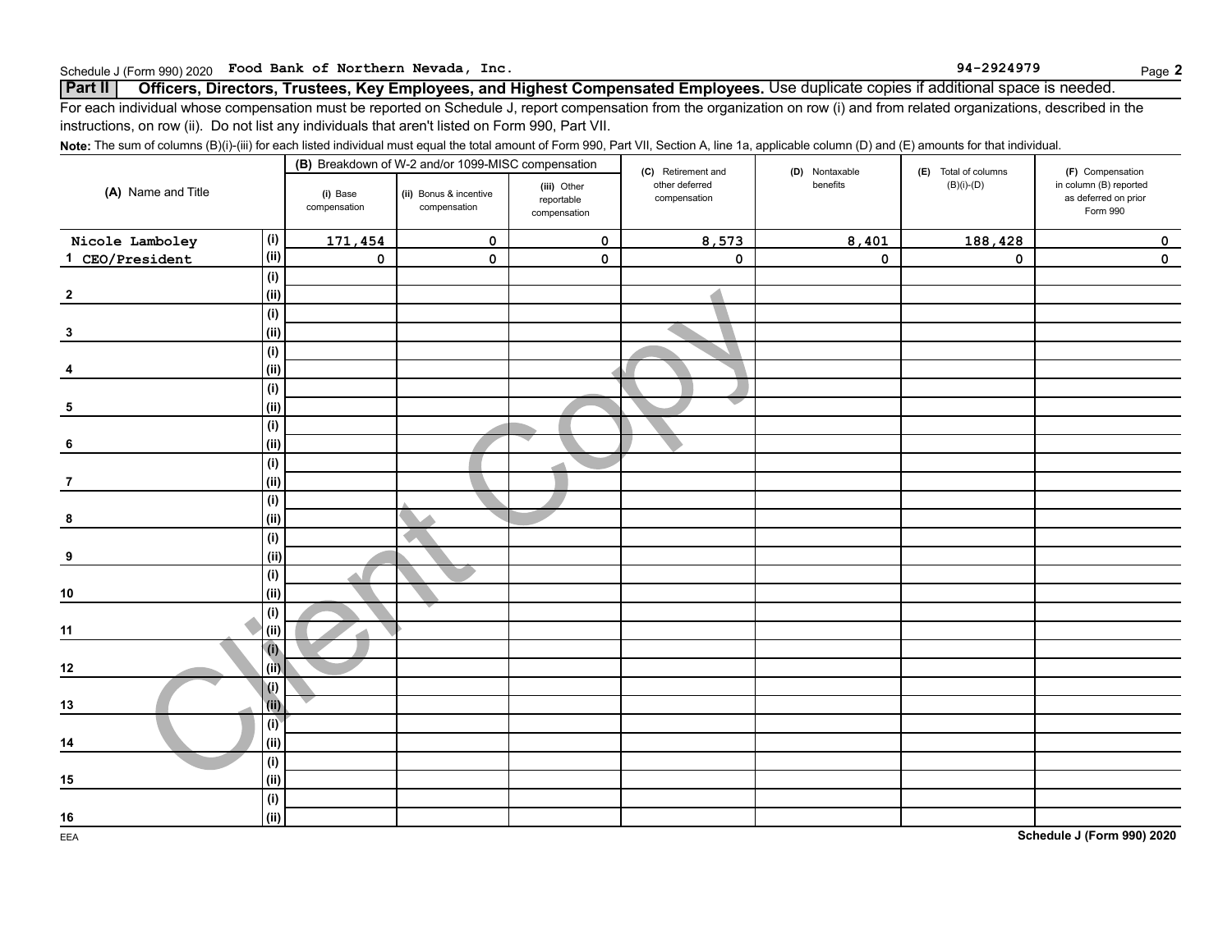Schedule J (Form 990) 2020 Food Bank of Northern Nevada, Inc. 94-2924979

## Part II Officers, Directors, Trustees, Key Employees, and Highest Compensated Employees. Use duplicate copies if additional space is needed.

For each individual whose compensation must be reported on Schedule J, report compensation from the organization on row (i) and from related organizations, described in the instructions, on row (ii). Do not list any individuals that aren't listed on Form 990, Part VII.

**Note:** The sum of columns (B)(i)-(iii) for each listed individual must equal the total amount of Form 990, Part VII, Section A, line 1a, applicable column (D) and (E) amounts for that individual.

| (A) Name and Title | | (B) Breakdown of W-2 and/or 1099-MISC compensation | | | (C) Retirement and other deferred compensation | (D) Nontaxable benefits | (E) Total of columns (B)(i)-(D) | (F) Compensation in column (B) reported as deferred on prior Form 990 |
|---|---|---|---|---|---|---|---|---|
| | | (i) Base compensation | (ii) Bonus & incentive compensation | (iii) Other reportable compensation | | | | |
| 1 Nicole Lamboley CEO/President | (i) | 171,454 | 0 | 0 | 8,573 | 8,401 | 188,428 | 0 |
| | (ii) | 0 | 0 | 0 | 0 | 0 | 0 | 0 |
| 2 | (i) | | | | | | | |
| | (ii) | | | | | | | |
| 3 | (i) | | | | | | | |
| | (ii) | | | | | | | |
| 4 | (i) | | | | | | | |
| | (ii) | | | | | | | |
| 5 | (i) | | | | | | | |
| | (ii) | | | | | | | |
| 6 | (i) | | | | | | | |
| | (ii) | | | | | | | |
| 7 | (i) | | | | | | | |
| | (ii) | | | | | | | |
| 8 | (i) | | | | | | | |
| | (ii) | | | | | | | |
| 9 | (i) | | | | | | | |
| | (ii) | | | | | | | |
| 10 | (i) | | | | | | | |
| | (ii) | | | | | | | |
| 11 | (i) | | | | | | | |
| | (ii) | | | | | | | |
| 12 | (i) | | | | | | | |
| | (ii) | | | | | | | |
| 13 | (i) | | | | | | | |
| | (ii) | | | | | | | |
| 14 | (i) | | | | | | | |
| | (ii) | | | | | | | |
| 15 | (i) | | | | | | | |
| | (ii) | | | | | | | |
| 16 | (i) | | | | | | | |
| | (ii) | | | | | | | |

EEA

Schedule J (Form 990) 2020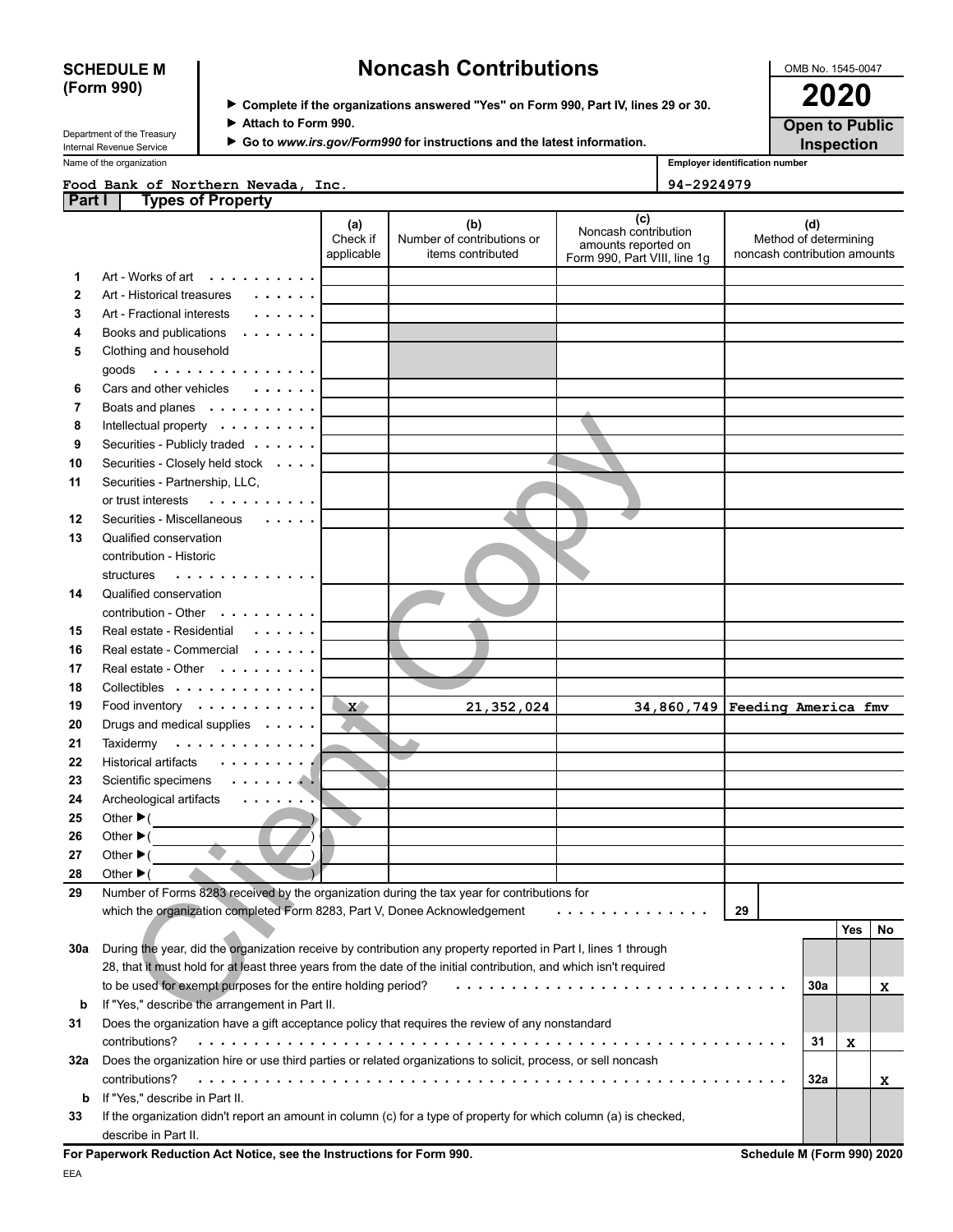**SCHEDULE M (Form 990)**

Department of the Treasury
Internal Revenue Service

# Noncash Contributions

▶ Complete if the organizations answered "Yes" on Form 990, Part IV, lines 29 or 30.
▶ Attach to Form 990.
▶ Go to *www.irs.gov/Form990* for instructions and the latest information.

OMB No. 1545-0047

**2020**

**Open to Public Inspection**

Name of the organization: Food Bank of Northern Nevada, Inc.

Employer identification number: 94-2924979

## Part I Types of Property

| | | (a) Check if applicable | (b) Number of contributions or items contributed | (c) Noncash contribution amounts reported on Form 990, Part VIII, line 1g | (d) Method of determining noncash contribution amounts |
|---|---|---|---|---|---|
| 1 | Art - Works of art | | | | |
| 2 | Art - Historical treasures | | | | |
| 3 | Art - Fractional interests | | | | |
| 4 | Books and publications | | | | |
| 5 | Clothing and household goods | | | | |
| 6 | Cars and other vehicles | | | | |
| 7 | Boats and planes | | | | |
| 8 | Intellectual property | | | | |
| 9 | Securities - Publicly traded | | | | |
| 10 | Securities - Closely held stock | | | | |
| 11 | Securities - Partnership, LLC, or trust interests | | | | |
| 12 | Securities - Miscellaneous | | | | |
| 13 | Qualified conservation contribution - Historic structures | | | | |
| 14 | Qualified conservation contribution - Other | | | | |
| 15 | Real estate - Residential | | | | |
| 16 | Real estate - Commercial | | | | |
| 17 | Real estate - Other | | | | |
| 18 | Collectibles | | | | |
| 19 | Food inventory | X | 21,352,024 | 34,860,749 | Feeding America fmv |
| 20 | Drugs and medical supplies | | | | |
| 21 | Taxidermy | | | | |
| 22 | Historical artifacts | | | | |
| 23 | Scientific specimens | | | | |
| 24 | Archeological artifacts | | | | |
| 25 | Other ▶ ( ) | | | | |
| 26 | Other ▶ ( ) | | | | |
| 27 | Other ▶ ( ) | | | | |
| 28 | Other ▶ ( ) | | | | |

29 Number of Forms 8283 received by the organization during the tax year for contributions for which the organization completed Form 8283, Part V, Donee Acknowledgement . . . . . . . . . . . . . . 29

| | | | Yes | No |
|---|---|---|---|---|
| 30a | During the year, did the organization receive by contribution any property reported in Part I, lines 1 through 28, that it must hold for at least three years from the date of the initial contribution, and which isn't required to be used for exempt purposes for the entire holding period? | 30a | | X |
| b | If "Yes," describe the arrangement in Part II. | | | |
| 31 | Does the organization have a gift acceptance policy that requires the review of any nonstandard contributions? | 31 | X | |
| 32a | Does the organization hire or use third parties or related organizations to solicit, process, or sell noncash contributions? | 32a | | X |
| b | If "Yes," describe in Part II. | | | |
| 33 | If the organization didn't report an amount in column (c) for a type of property for which column (a) is checked, describe in Part II. | | | |

**For Paperwork Reduction Act Notice, see the Instructions for Form 990.** **Schedule M (Form 990) 2020**

EEA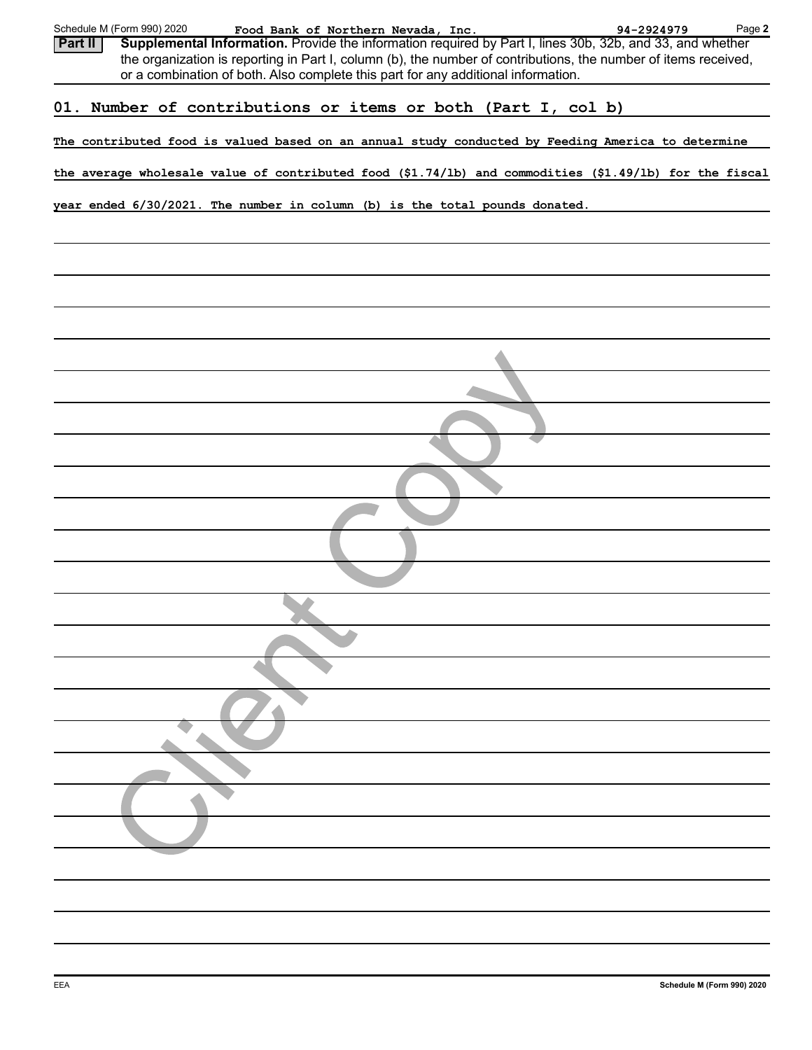**Part II** **Supplemental Information.** Provide the information required by Part I, lines 30b, 32b, and 33, and whether the organization is reporting in Part I, column (b), the number of contributions, the number of items received, or a combination of both. Also complete this part for any additional information.

**01. Number of contributions or items or both (Part I, col b)**

The contributed food is valued based on an annual study conducted by Feeding America to determine the average wholesale value of contributed food ($1.74/lb) and commodities ($1.49/lb) for the fiscal year ended 6/30/2021. The number in column (b) is the total pounds donated.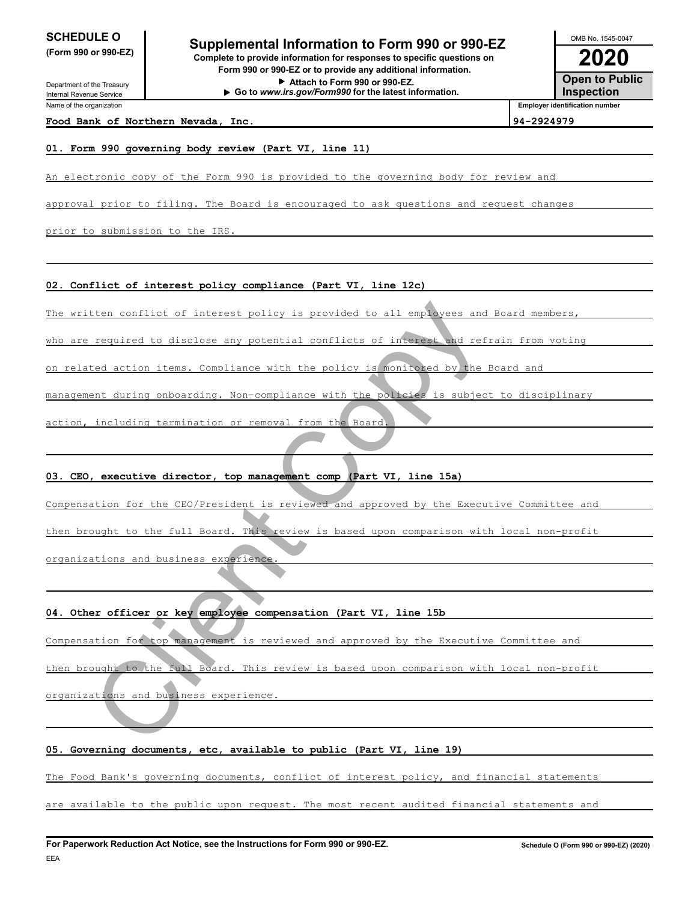**SCHEDULE O**
**(Form 990 or 990-EZ)**

Department of the Treasury
Internal Revenue Service

# Supplemental Information to Form 990 or 990-EZ

**Complete to provide information for responses to specific questions on Form 990 or 990-EZ or to provide any additional information.**
**▶ Attach to Form 990 or 990-EZ.**
**▶ Go to *www.irs.gov/Form990* for the latest information.**

OMB No. 1545-0047
**2020**
**Open to Public Inspection**

| Name of the organization | Employer identification number |
|---|---|
| **Food Bank of Northern Nevada, Inc.** | **94-2924979** |

**01. Form 990 governing body review (Part VI, line 11)**

An electronic copy of the Form 990 is provided to the governing body for review and approval prior to filing. The Board is encouraged to ask questions and request changes prior to submission to the IRS.

**02. Conflict of interest policy compliance (Part VI, line 12c)**

The written conflict of interest policy is provided to all employees and Board members, who are required to disclose any potential conflicts of interest and refrain from voting on related action items. Compliance with the policy is monitored by the Board and management during onboarding. Non-compliance with the policies is subject to disciplinary action, including termination or removal from the Board.

**03. CEO, executive director, top management comp (Part VI, line 15a)**

Compensation for the CEO/President is reviewed and approved by the Executive Committee and then brought to the full Board. This review is based upon comparison with local non-profit organizations and business experience.

**04. Other officer or key employee compensation (Part VI, line 15b**

Compensation for top management is reviewed and approved by the Executive Committee and then brought to the full Board. This review is based upon comparison with local non-profit organizations and business experience.

**05. Governing documents, etc, available to public (Part VI, line 19)**

The Food Bank's governing documents, conflict of interest policy, and financial statements are available to the public upon request. The most recent audited financial statements and

**For Paperwork Reduction Act Notice, see the Instructions for Form 990 or 990-EZ.** **Schedule O (Form 990 or 990-EZ) (2020)**

EEA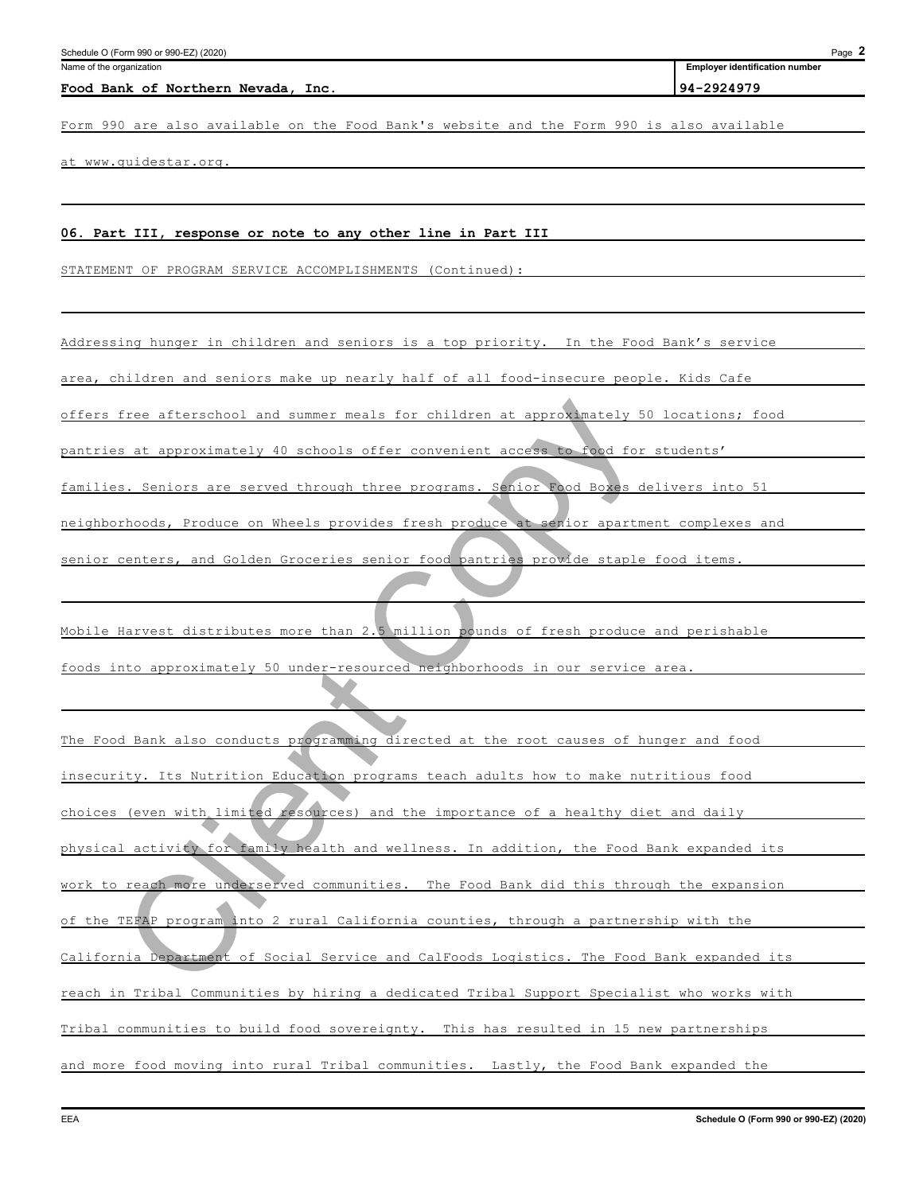Name of the organization: **Food Bank of Northern Nevada, Inc.**

Employer identification number: **94-2924979**

Form 990 are also available on the Food Bank's website and the Form 990 is also available at www.guidestar.org.

**06. Part III, response or note to any other line in Part III**

STATEMENT OF PROGRAM SERVICE ACCOMPLISHMENTS (Continued):

Addressing hunger in children and seniors is a top priority. In the Food Bank's service area, children and seniors make up nearly half of all food-insecure people. Kids Cafe offers free afterschool and summer meals for children at approximately 50 locations; food pantries at approximately 40 schools offer convenient access to food for students' families. Seniors are served through three programs. Senior Food Boxes delivers into 51 neighborhoods, Produce on Wheels provides fresh produce at senior apartment complexes and senior centers, and Golden Groceries senior food pantries provide staple food items.

Mobile Harvest distributes more than 2.5 million pounds of fresh produce and perishable foods into approximately 50 under-resourced neighborhoods in our service area.

The Food Bank also conducts programming directed at the root causes of hunger and food insecurity. Its Nutrition Education programs teach adults how to make nutritious food choices (even with limited resources) and the importance of a healthy diet and daily physical activity for family health and wellness. In addition, the Food Bank expanded its work to reach more underserved communities. The Food Bank did this through the expansion of the TEFAP program into 2 rural California counties, through a partnership with the California Department of Social Service and CalFoods Logistics. The Food Bank expanded its reach in Tribal Communities by hiring a dedicated Tribal Support Specialist who works with Tribal communities to build food sovereignty. This has resulted in 15 new partnerships and more food moving into rural Tribal communities. Lastly, the Food Bank expanded the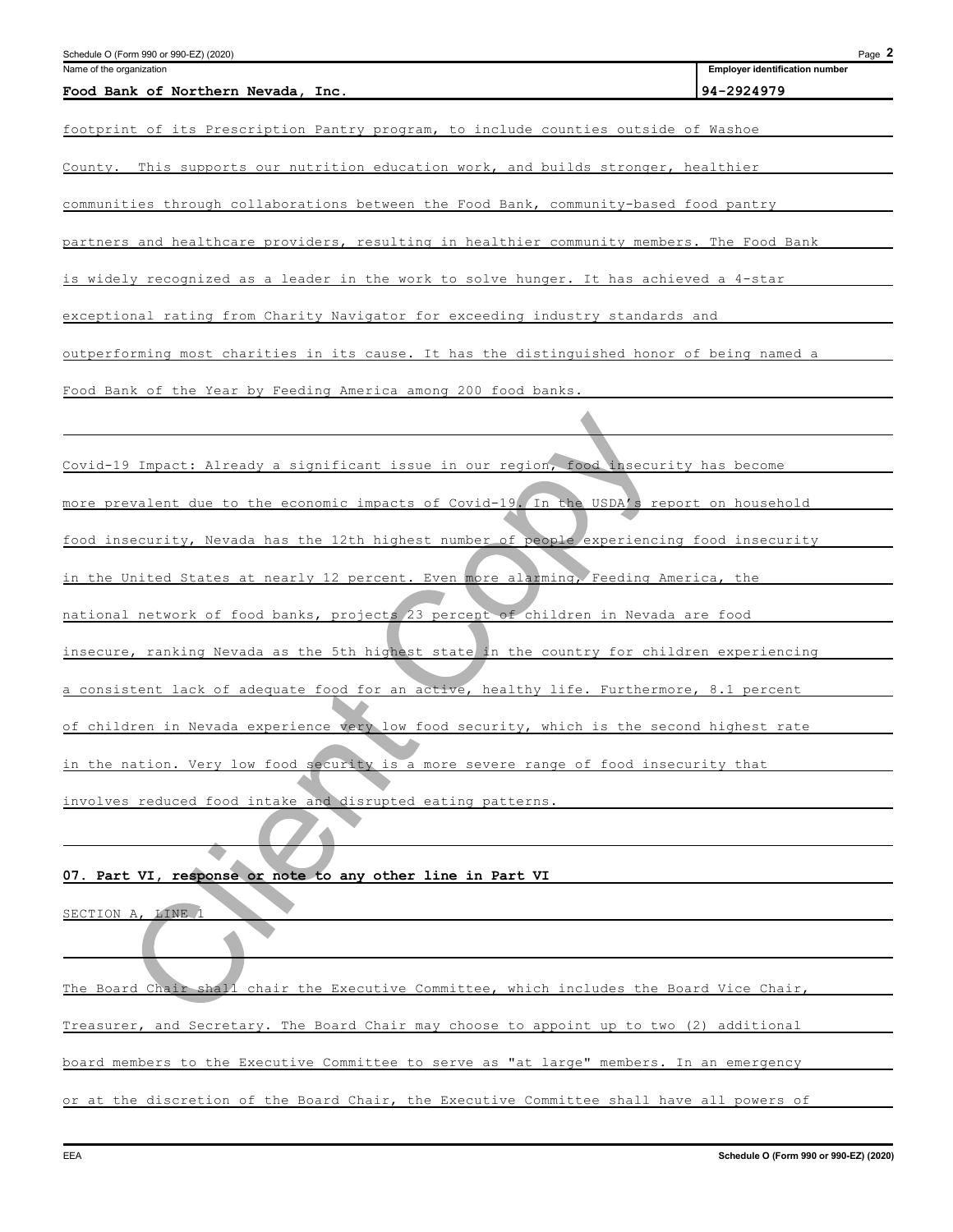footprint of its Prescription Pantry program, to include counties outside of Washoe County. This supports our nutrition education work, and builds stronger, healthier communities through collaborations between the Food Bank, community-based food pantry partners and healthcare providers, resulting in healthier community members. The Food Bank is widely recognized as a leader in the work to solve hunger. It has achieved a 4-star exceptional rating from Charity Navigator for exceeding industry standards and outperforming most charities in its cause. It has the distinguished honor of being named a Food Bank of the Year by Feeding America among 200 food banks.

Covid-19 Impact: Already a significant issue in our region, food insecurity has become more prevalent due to the economic impacts of Covid-19. In the USDA's report on household food insecurity, Nevada has the 12th highest number of people experiencing food insecurity in the United States at nearly 12 percent. Even more alarming, Feeding America, the national network of food banks, projects 23 percent of children in Nevada are food insecure, ranking Nevada as the 5th highest state in the country for children experiencing a consistent lack of adequate food for an active, healthy life. Furthermore, 8.1 percent of children in Nevada experience very low food security, which is the second highest rate in the nation. Very low food security is a more severe range of food insecurity that involves reduced food intake and disrupted eating patterns.

**07. Part VI, response or note to any other line in Part VI**

SECTION A, LINE 1

The Board Chair shall chair the Executive Committee, which includes the Board Vice Chair, Treasurer, and Secretary. The Board Chair may choose to appoint up to two (2) additional board members to the Executive Committee to serve as "at large" members. In an emergency or at the discretion of the Board Chair, the Executive Committee shall have all powers of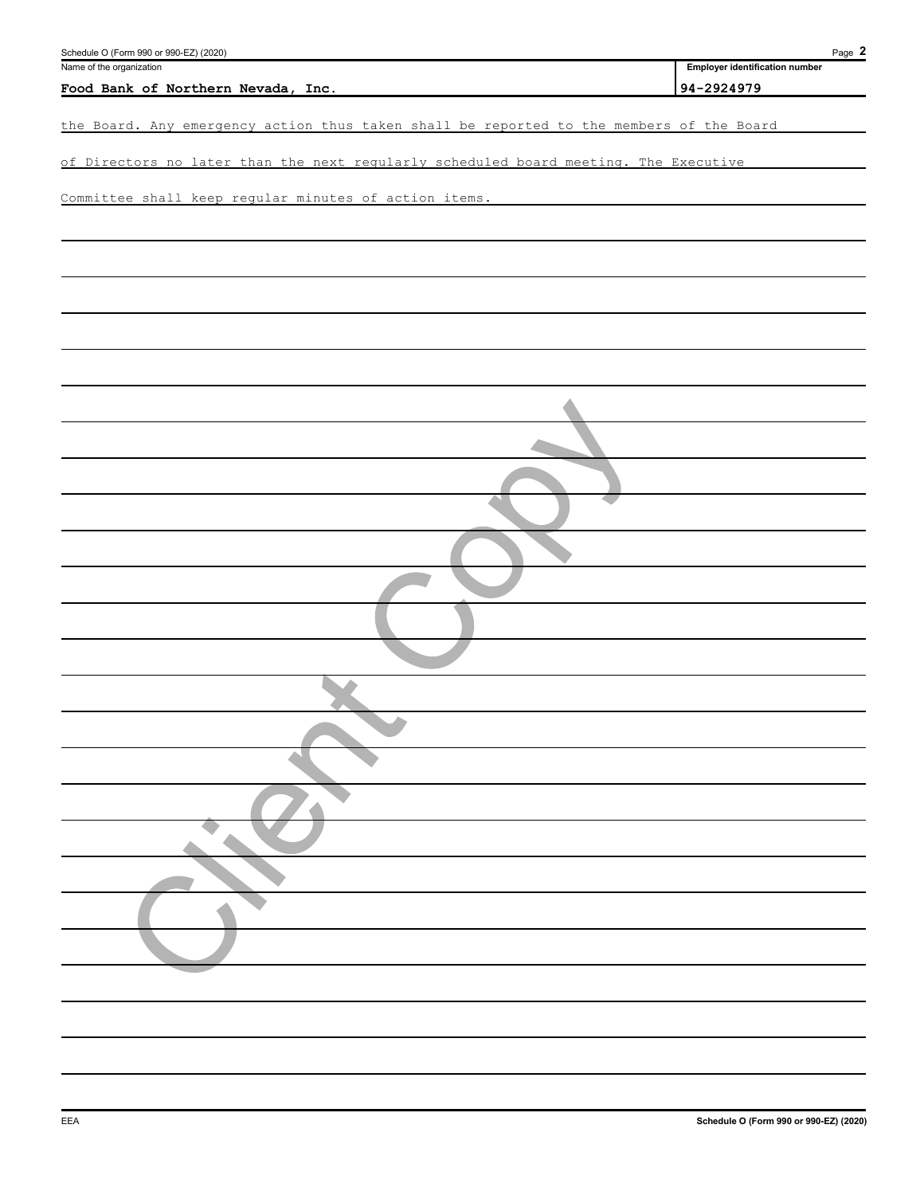Name of the organization: **Food Bank of Northern Nevada, Inc.**

Employer identification number: **94-2924979**

the Board. Any emergency action thus taken shall be reported to the members of the Board of Directors no later than the next regularly scheduled board meeting. The Executive Committee shall keep regular minutes of action items.

Client Copy